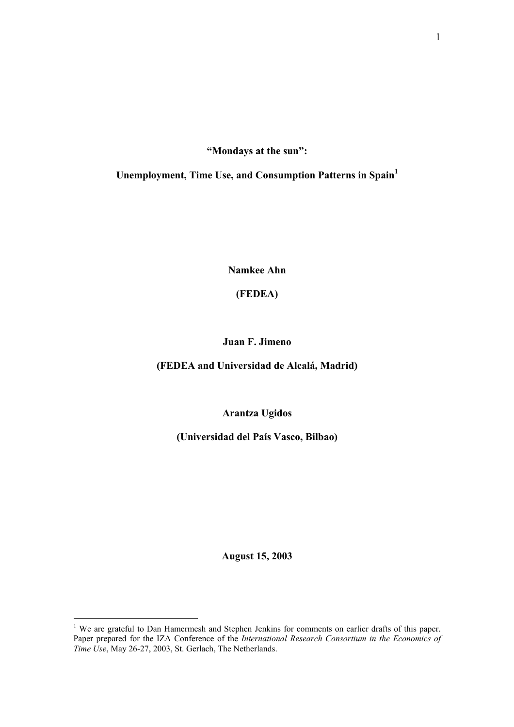# "Mondays at the sun":

# Unemployment, Time Use, and Consumption Patterns in Spain[1]

**Namkee Ahn**

**(FEDEA)**

**Juan F. Jimeno**

**(FEDEA and Universidad de Alcalá, Madrid)**

**Arantza Ugidos**

**(Universidad del País Vasco, Bilbao)**

**August 15, 2003**

---

[1] We are grateful to Dan Hamermesh and Stephen Jenkins for comments on earlier drafts of this paper. Paper prepared for the IZA Conference of the *International Research Consortium in the Economics of Time Use*, May 26-27, 2003, St. Gerlach, The Netherlands.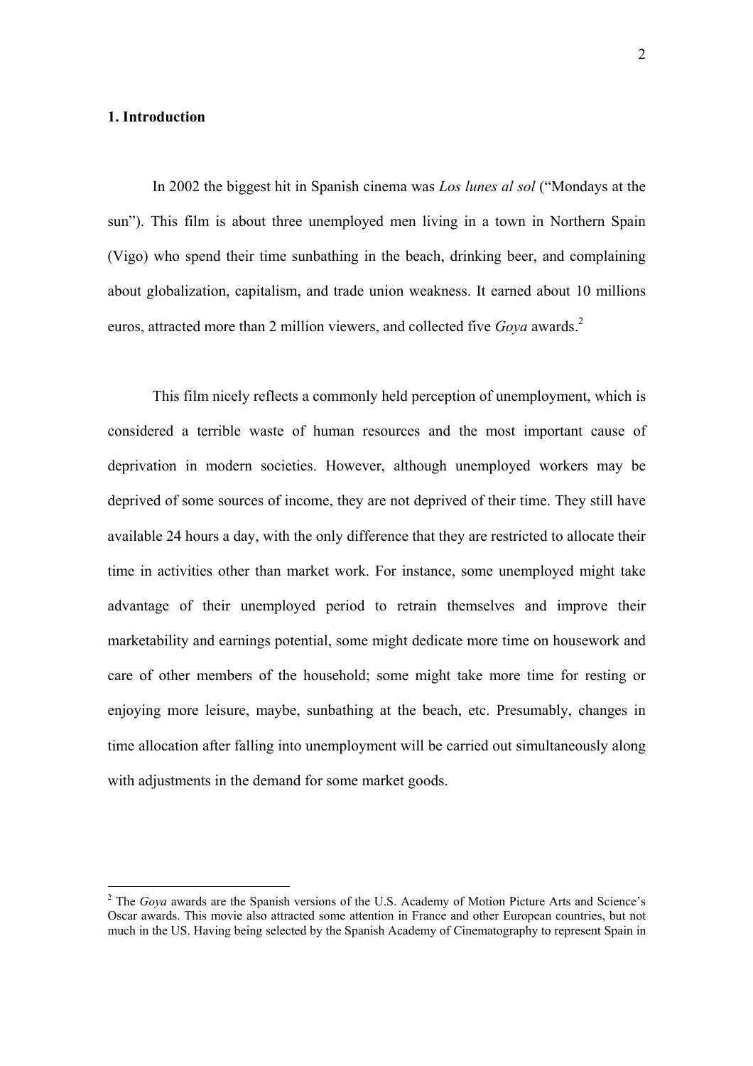## 1. Introduction

In 2002 the biggest hit in Spanish cinema was *Los lunes al sol* ("Mondays at the sun"). This film is about three unemployed men living in a town in Northern Spain (Vigo) who spend their time sunbathing in the beach, drinking beer, and complaining about globalization, capitalism, and trade union weakness. It earned about 10 millions euros, attracted more than 2 million viewers, and collected five *Goya* awards.[2]

This film nicely reflects a commonly held perception of unemployment, which is considered a terrible waste of human resources and the most important cause of deprivation in modern societies. However, although unemployed workers may be deprived of some sources of income, they are not deprived of their time. They still have available 24 hours a day, with the only difference that they are restricted to allocate their time in activities other than market work. For instance, some unemployed might take advantage of their unemployed period to retrain themselves and improve their marketability and earnings potential, some might dedicate more time on housework and care of other members of the household; some might take more time for resting or enjoying more leisure, maybe, sunbathing at the beach, etc. Presumably, changes in time allocation after falling into unemployment will be carried out simultaneously along with adjustments in the demand for some market goods.

---

[2] The *Goya* awards are the Spanish versions of the U.S. Academy of Motion Picture Arts and Science's Oscar awards. This movie also attracted some attention in France and other European countries, but not much in the US. Having being selected by the Spanish Academy of Cinematography to represent Spain in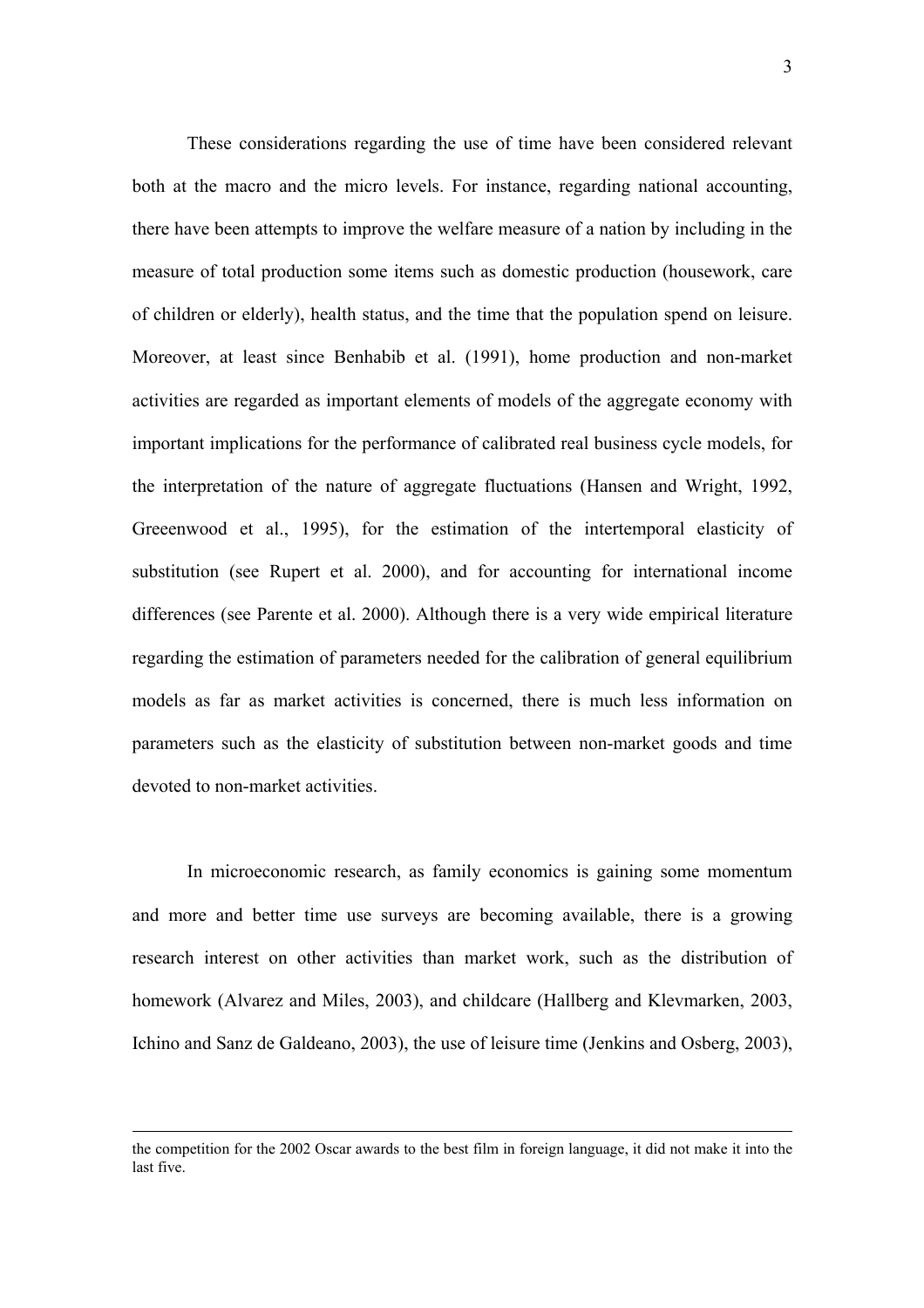These considerations regarding the use of time have been considered relevant both at the macro and the micro levels. For instance, regarding national accounting, there have been attempts to improve the welfare measure of a nation by including in the measure of total production some items such as domestic production (housework, care of children or elderly), health status, and the time that the population spend on leisure. Moreover, at least since Benhabib et al. (1991), home production and non-market activities are regarded as important elements of models of the aggregate economy with important implications for the performance of calibrated real business cycle models, for the interpretation of the nature of aggregate fluctuations (Hansen and Wright, 1992, Greeenwood et al., 1995), for the estimation of the intertemporal elasticity of substitution (see Rupert et al. 2000), and for accounting for international income differences (see Parente et al. 2000). Although there is a very wide empirical literature regarding the estimation of parameters needed for the calibration of general equilibrium models as far as market activities is concerned, there is much less information on parameters such as the elasticity of substitution between non-market goods and time devoted to non-market activities.

In microeconomic research, as family economics is gaining some momentum and more and better time use surveys are becoming available, there is a growing research interest on other activities than market work, such as the distribution of homework (Alvarez and Miles, 2003), and childcare (Hallberg and Klevmarken, 2003, Ichino and Sanz de Galdeano, 2003), the use of leisure time (Jenkins and Osberg, 2003),

---

the competition for the 2002 Oscar awards to the best film in foreign language, it did not make it into the last five.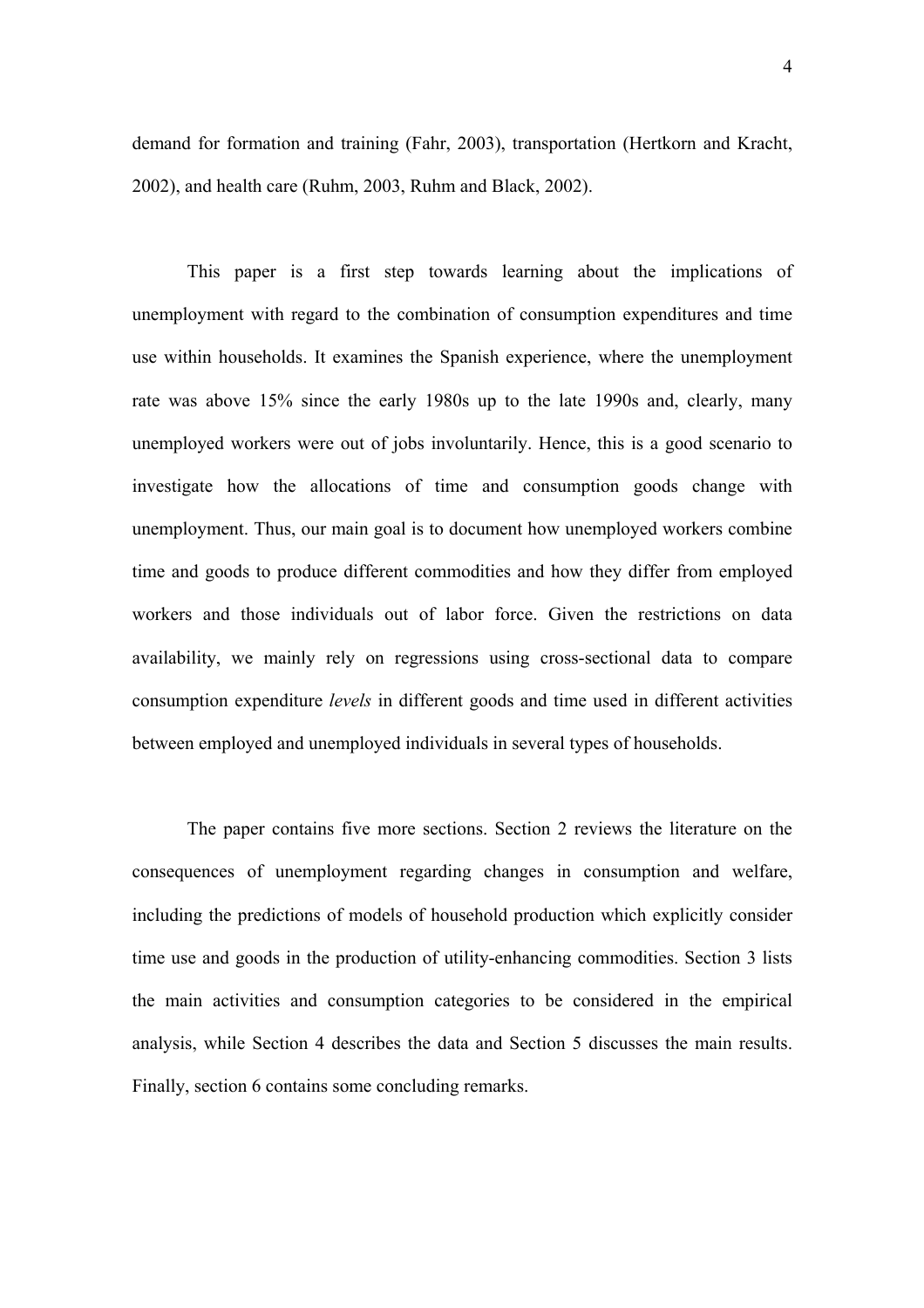demand for formation and training (Fahr, 2003), transportation (Hertkorn and Kracht, 2002), and health care (Ruhm, 2003, Ruhm and Black, 2002).

This paper is a first step towards learning about the implications of unemployment with regard to the combination of consumption expenditures and time use within households. It examines the Spanish experience, where the unemployment rate was above 15% since the early 1980s up to the late 1990s and, clearly, many unemployed workers were out of jobs involuntarily. Hence, this is a good scenario to investigate how the allocations of time and consumption goods change with unemployment. Thus, our main goal is to document how unemployed workers combine time and goods to produce different commodities and how they differ from employed workers and those individuals out of labor force. Given the restrictions on data availability, we mainly rely on regressions using cross-sectional data to compare consumption expenditure *levels* in different goods and time used in different activities between employed and unemployed individuals in several types of households.

The paper contains five more sections. Section 2 reviews the literature on the consequences of unemployment regarding changes in consumption and welfare, including the predictions of models of household production which explicitly consider time use and goods in the production of utility-enhancing commodities. Section 3 lists the main activities and consumption categories to be considered in the empirical analysis, while Section 4 describes the data and Section 5 discusses the main results. Finally, section 6 contains some concluding remarks.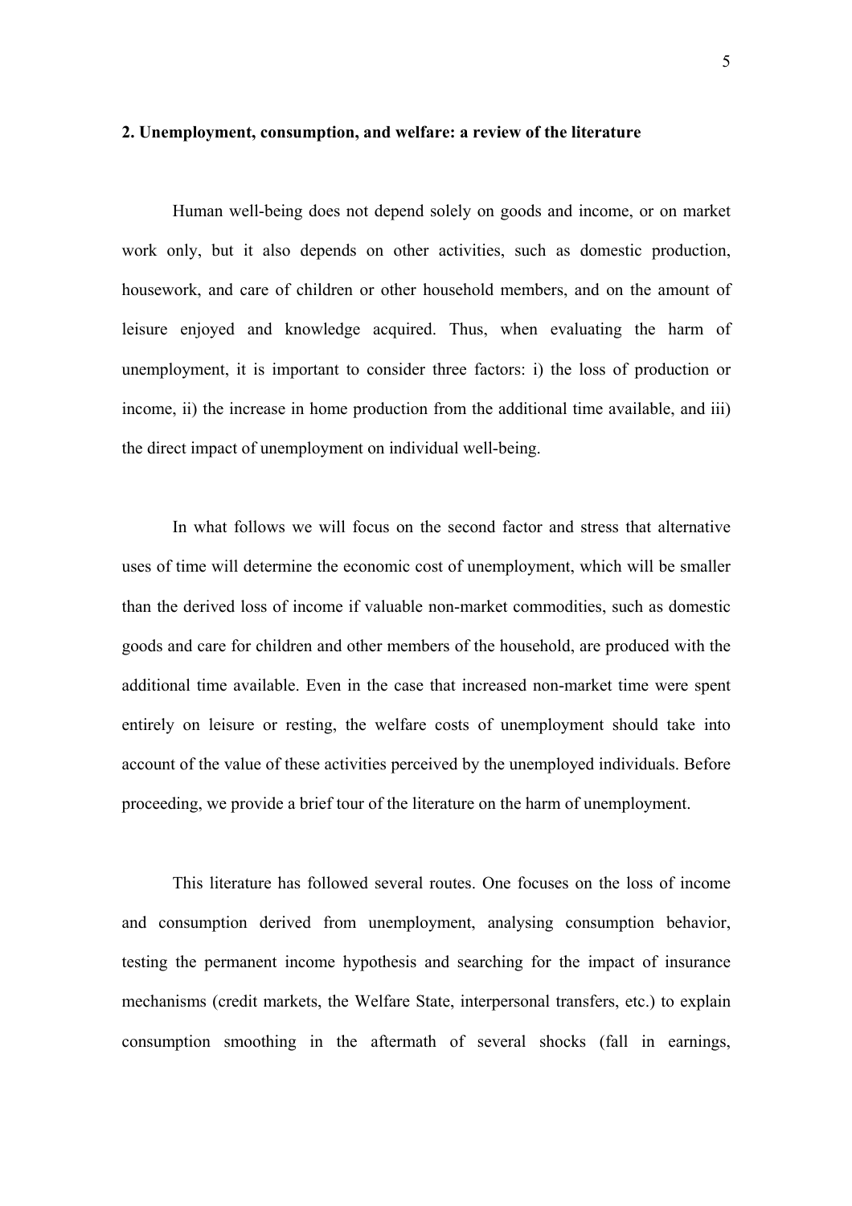## 2. Unemployment, consumption, and welfare: a review of the literature

Human well-being does not depend solely on goods and income, or on market work only, but it also depends on other activities, such as domestic production, housework, and care of children or other household members, and on the amount of leisure enjoyed and knowledge acquired. Thus, when evaluating the harm of unemployment, it is important to consider three factors: i) the loss of production or income, ii) the increase in home production from the additional time available, and iii) the direct impact of unemployment on individual well-being.

In what follows we will focus on the second factor and stress that alternative uses of time will determine the economic cost of unemployment, which will be smaller than the derived loss of income if valuable non-market commodities, such as domestic goods and care for children and other members of the household, are produced with the additional time available. Even in the case that increased non-market time were spent entirely on leisure or resting, the welfare costs of unemployment should take into account of the value of these activities perceived by the unemployed individuals. Before proceeding, we provide a brief tour of the literature on the harm of unemployment.

This literature has followed several routes. One focuses on the loss of income and consumption derived from unemployment, analysing consumption behavior, testing the permanent income hypothesis and searching for the impact of insurance mechanisms (credit markets, the Welfare State, interpersonal transfers, etc.) to explain consumption smoothing in the aftermath of several shocks (fall in earnings,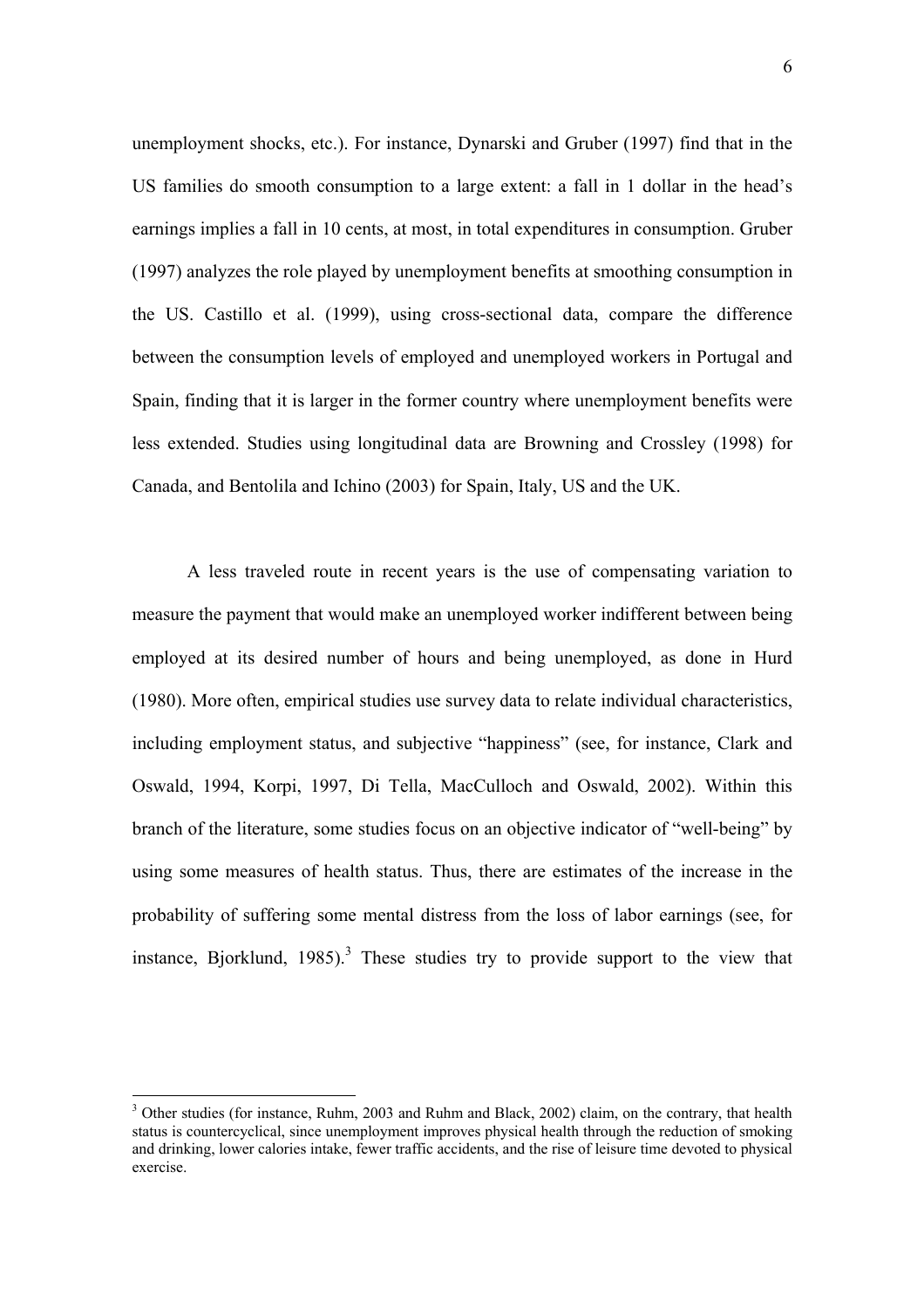unemployment shocks, etc.). For instance, Dynarski and Gruber (1997) find that in the US families do smooth consumption to a large extent: a fall in 1 dollar in the head's earnings implies a fall in 10 cents, at most, in total expenditures in consumption. Gruber (1997) analyzes the role played by unemployment benefits at smoothing consumption in the US. Castillo et al. (1999), using cross-sectional data, compare the difference between the consumption levels of employed and unemployed workers in Portugal and Spain, finding that it is larger in the former country where unemployment benefits were less extended. Studies using longitudinal data are Browning and Crossley (1998) for Canada, and Bentolila and Ichino (2003) for Spain, Italy, US and the UK.

A less traveled route in recent years is the use of compensating variation to measure the payment that would make an unemployed worker indifferent between being employed at its desired number of hours and being unemployed, as done in Hurd (1980). More often, empirical studies use survey data to relate individual characteristics, including employment status, and subjective "happiness" (see, for instance, Clark and Oswald, 1994, Korpi, 1997, Di Tella, MacCulloch and Oswald, 2002). Within this branch of the literature, some studies focus on an objective indicator of "well-being" by using some measures of health status. Thus, there are estimates of the increase in the probability of suffering some mental distress from the loss of labor earnings (see, for instance, Bjorklund, 1985).[3] These studies try to provide support to the view that

[3] Other studies (for instance, Ruhm, 2003 and Ruhm and Black, 2002) claim, on the contrary, that health status is countercyclical, since unemployment improves physical health through the reduction of smoking and drinking, lower calories intake, fewer traffic accidents, and the rise of leisure time devoted to physical exercise.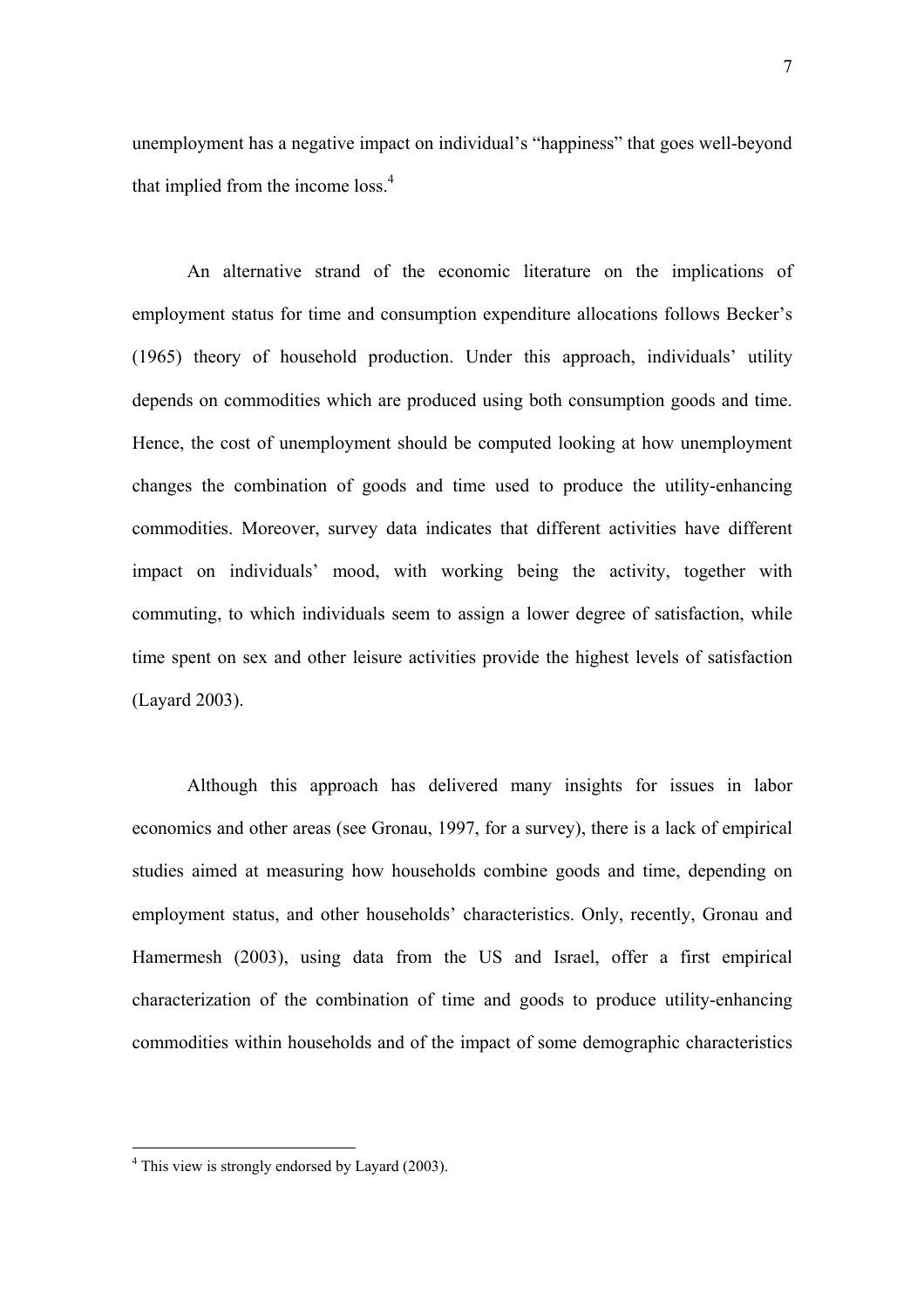unemployment has a negative impact on individual's "happiness" that goes well-beyond that implied from the income loss.[4]

An alternative strand of the economic literature on the implications of employment status for time and consumption expenditure allocations follows Becker's (1965) theory of household production. Under this approach, individuals' utility depends on commodities which are produced using both consumption goods and time. Hence, the cost of unemployment should be computed looking at how unemployment changes the combination of goods and time used to produce the utility-enhancing commodities. Moreover, survey data indicates that different activities have different impact on individuals' mood, with working being the activity, together with commuting, to which individuals seem to assign a lower degree of satisfaction, while time spent on sex and other leisure activities provide the highest levels of satisfaction (Layard 2003).

Although this approach has delivered many insights for issues in labor economics and other areas (see Gronau, 1997, for a survey), there is a lack of empirical studies aimed at measuring how households combine goods and time, depending on employment status, and other households' characteristics. Only, recently, Gronau and Hamermesh (2003), using data from the US and Israel, offer a first empirical characterization of the combination of time and goods to produce utility-enhancing commodities within households and of the impact of some demographic characteristics

---

[4] This view is strongly endorsed by Layard (2003).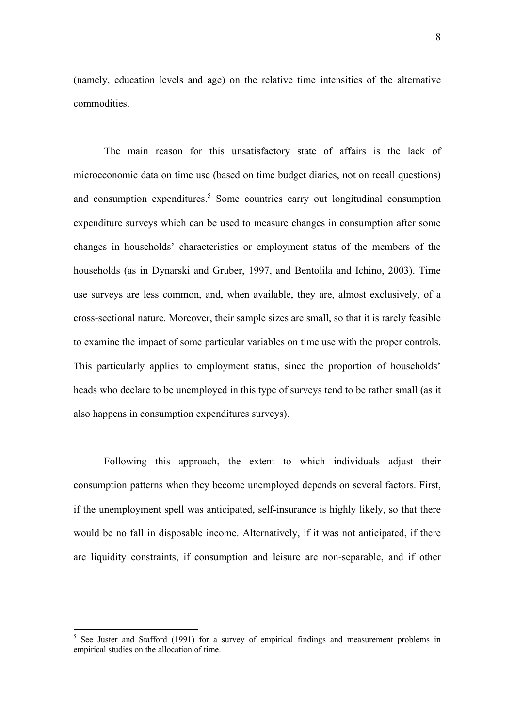(namely, education levels and age) on the relative time intensities of the alternative commodities.

The main reason for this unsatisfactory state of affairs is the lack of microeconomic data on time use (based on time budget diaries, not on recall questions) and consumption expenditures.[5] Some countries carry out longitudinal consumption expenditure surveys which can be used to measure changes in consumption after some changes in households' characteristics or employment status of the members of the households (as in Dynarski and Gruber, 1997, and Bentolila and Ichino, 2003). Time use surveys are less common, and, when available, they are, almost exclusively, of a cross-sectional nature. Moreover, their sample sizes are small, so that it is rarely feasible to examine the impact of some particular variables on time use with the proper controls. This particularly applies to employment status, since the proportion of households' heads who declare to be unemployed in this type of surveys tend to be rather small (as it also happens in consumption expenditures surveys).

Following this approach, the extent to which individuals adjust their consumption patterns when they become unemployed depends on several factors. First, if the unemployment spell was anticipated, self-insurance is highly likely, so that there would be no fall in disposable income. Alternatively, if it was not anticipated, if there are liquidity constraints, if consumption and leisure are non-separable, and if other

[5] See Juster and Stafford (1991) for a survey of empirical findings and measurement problems in empirical studies on the allocation of time.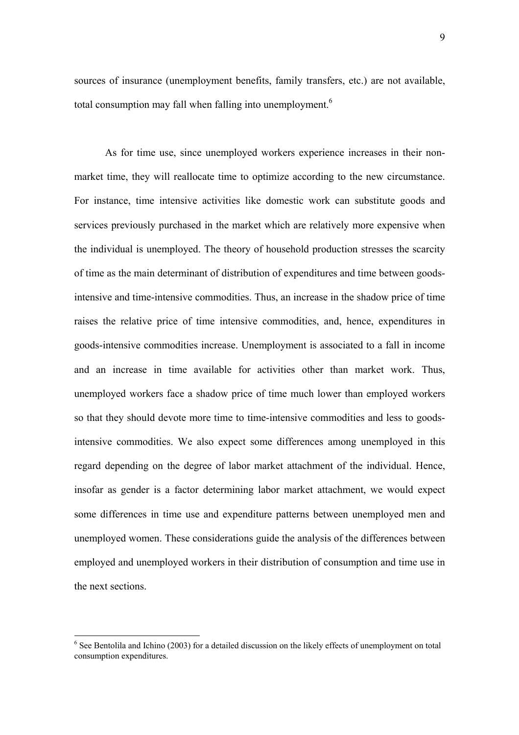sources of insurance (unemployment benefits, family transfers, etc.) are not available, total consumption may fall when falling into unemployment.[6]

As for time use, since unemployed workers experience increases in their non-market time, they will reallocate time to optimize according to the new circumstance. For instance, time intensive activities like domestic work can substitute goods and services previously purchased in the market which are relatively more expensive when the individual is unemployed. The theory of household production stresses the scarcity of time as the main determinant of distribution of expenditures and time between goods-intensive and time-intensive commodities. Thus, an increase in the shadow price of time raises the relative price of time intensive commodities, and, hence, expenditures in goods-intensive commodities increase. Unemployment is associated to a fall in income and an increase in time available for activities other than market work. Thus, unemployed workers face a shadow price of time much lower than employed workers so that they should devote more time to time-intensive commodities and less to goods-intensive commodities. We also expect some differences among unemployed in this regard depending on the degree of labor market attachment of the individual. Hence, insofar as gender is a factor determining labor market attachment, we would expect some differences in time use and expenditure patterns between unemployed men and unemployed women. These considerations guide the analysis of the differences between employed and unemployed workers in their distribution of consumption and time use in the next sections.

[6] See Bentolila and Ichino (2003) for a detailed discussion on the likely effects of unemployment on total consumption expenditures.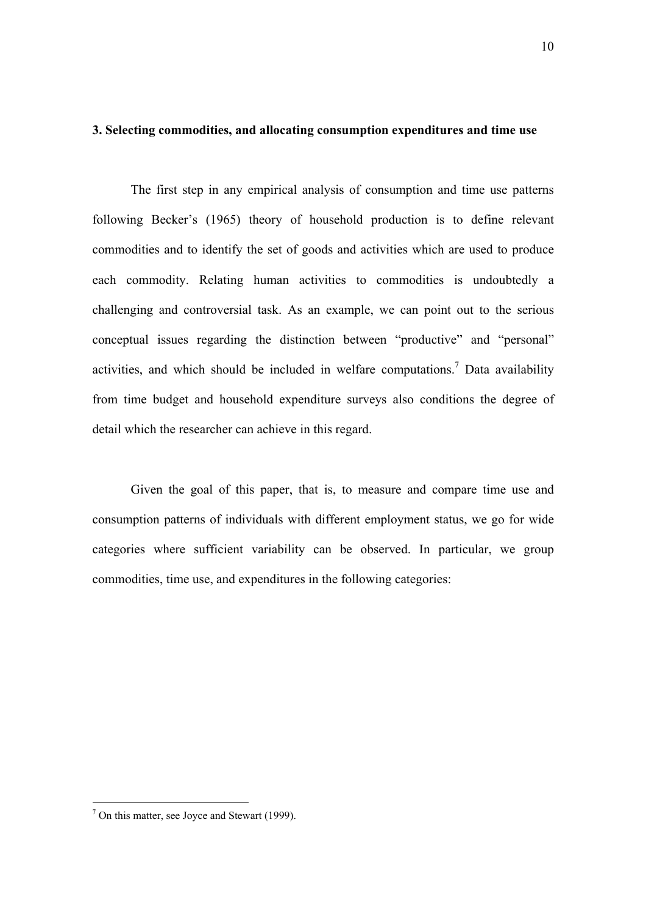### 3. Selecting commodities, and allocating consumption expenditures and time use

The first step in any empirical analysis of consumption and time use patterns following Becker's (1965) theory of household production is to define relevant commodities and to identify the set of goods and activities which are used to produce each commodity. Relating human activities to commodities is undoubtedly a challenging and controversial task. As an example, we can point out to the serious conceptual issues regarding the distinction between "productive" and "personal" activities, and which should be included in welfare computations.[7] Data availability from time budget and household expenditure surveys also conditions the degree of detail which the researcher can achieve in this regard.

Given the goal of this paper, that is, to measure and compare time use and consumption patterns of individuals with different employment status, we go for wide categories where sufficient variability can be observed. In particular, we group commodities, time use, and expenditures in the following categories:

[7] On this matter, see Joyce and Stewart (1999).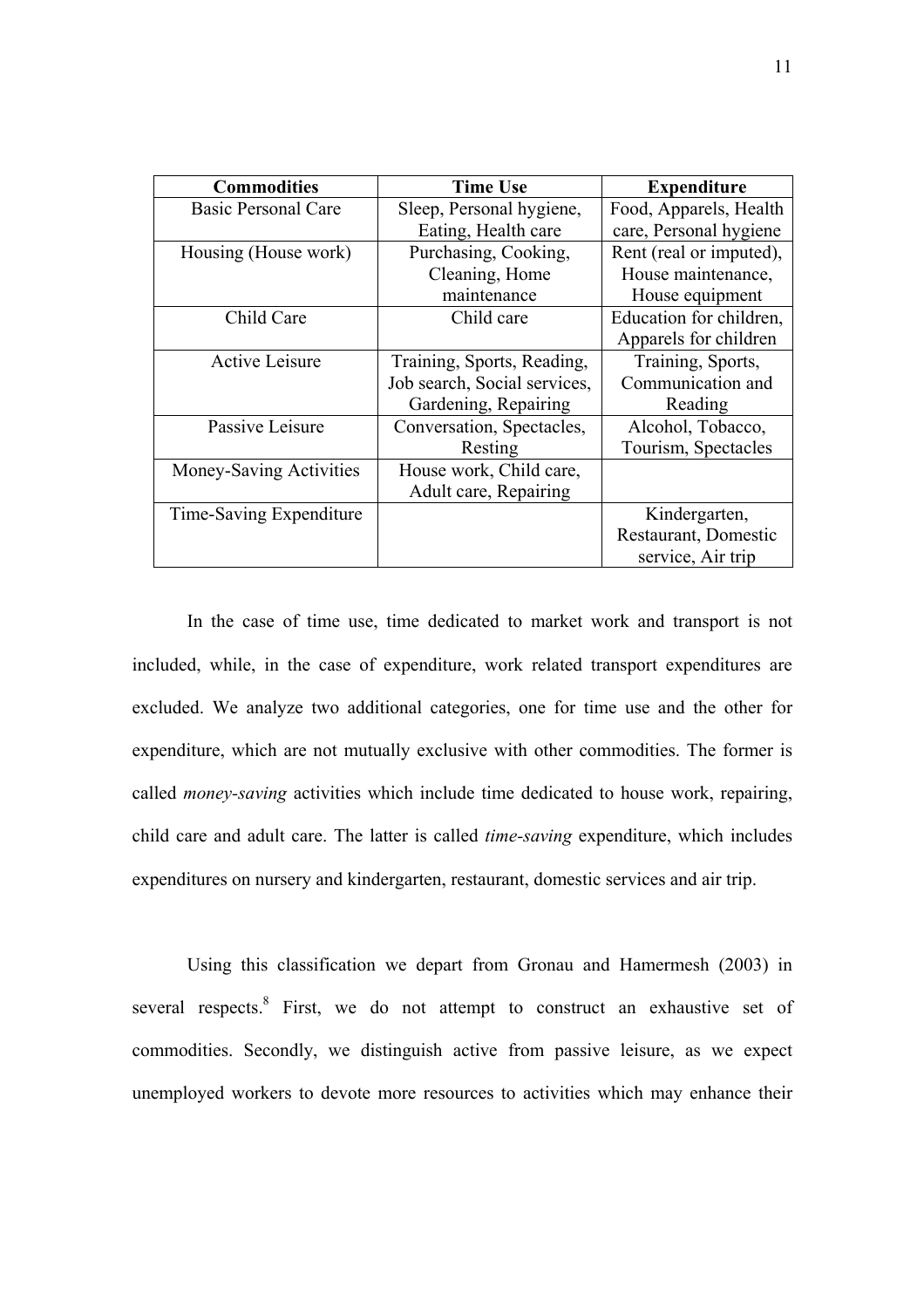| Commodities | Time Use | Expenditure |
|---|---|---|
| Basic Personal Care | Sleep, Personal hygiene, Eating, Health care | Food, Apparels, Health care, Personal hygiene |
| Housing (House work) | Purchasing, Cooking, Cleaning, Home maintenance | Rent (real or imputed), House maintenance, House equipment |
| Child Care | Child care | Education for children, Apparels for children |
| Active Leisure | Training, Sports, Reading, Job search, Social services, Gardening, Repairing | Training, Sports, Communication and Reading |
| Passive Leisure | Conversation, Spectacles, Resting | Alcohol, Tobacco, Tourism, Spectacles |
| Money-Saving Activities | House work, Child care, Adult care, Repairing | |
| Time-Saving Expenditure | | Kindergarten, Restaurant, Domestic service, Air trip |

In the case of time use, time dedicated to market work and transport is not included, while, in the case of expenditure, work related transport expenditures are excluded. We analyze two additional categories, one for time use and the other for expenditure, which are not mutually exclusive with other commodities. The former is called *money-saving* activities which include time dedicated to house work, repairing, child care and adult care. The latter is called *time-saving* expenditure, which includes expenditures on nursery and kindergarten, restaurant, domestic services and air trip.

Using this classification we depart from Gronau and Hamermesh (2003) in several respects.[8] First, we do not attempt to construct an exhaustive set of commodities. Secondly, we distinguish active from passive leisure, as we expect unemployed workers to devote more resources to activities which may enhance their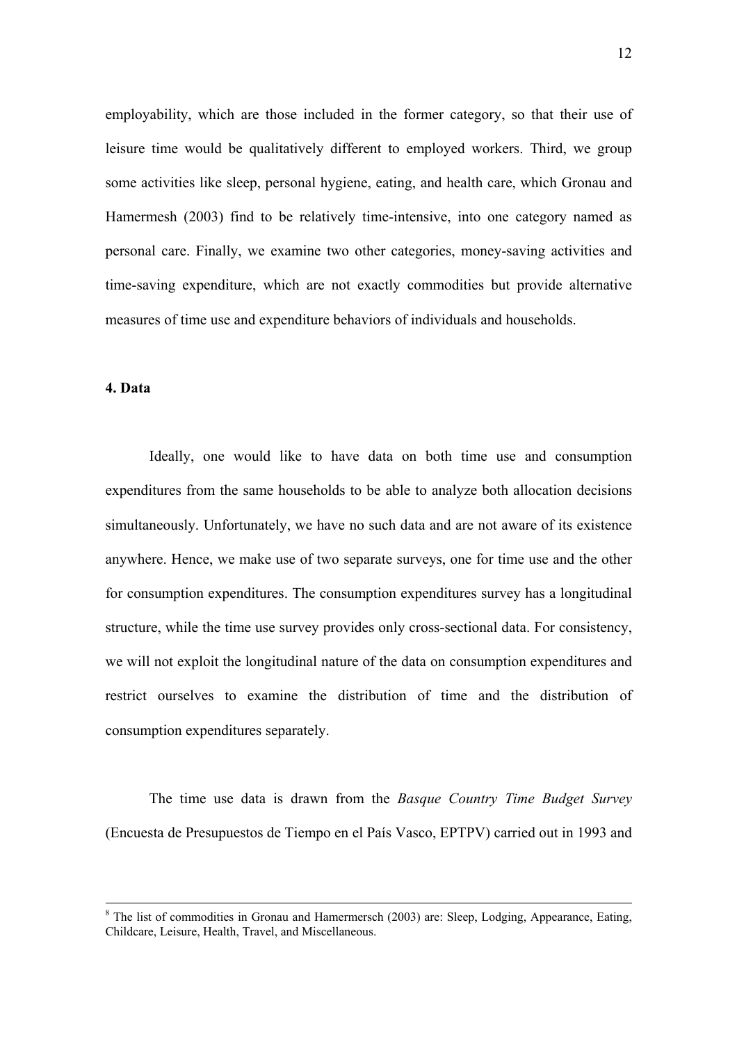employability, which are those included in the former category, so that their use of leisure time would be qualitatively different to employed workers. Third, we group some activities like sleep, personal hygiene, eating, and health care, which Gronau and Hamermesh (2003) find to be relatively time-intensive, into one category named as personal care. Finally, we examine two other categories, money-saving activities and time-saving expenditure, which are not exactly commodities but provide alternative measures of time use and expenditure behaviors of individuals and households.

## 4. Data

Ideally, one would like to have data on both time use and consumption expenditures from the same households to be able to analyze both allocation decisions simultaneously. Unfortunately, we have no such data and are not aware of its existence anywhere. Hence, we make use of two separate surveys, one for time use and the other for consumption expenditures. The consumption expenditures survey has a longitudinal structure, while the time use survey provides only cross-sectional data. For consistency, we will not exploit the longitudinal nature of the data on consumption expenditures and restrict ourselves to examine the distribution of time and the distribution of consumption expenditures separately.

The time use data is drawn from the *Basque Country Time Budget Survey* (Encuesta de Presupuestos de Tiempo en el País Vasco, EPTPV) carried out in 1993 and

---

[8] The list of commodities in Gronau and Hamermersch (2003) are: Sleep, Lodging, Appearance, Eating, Childcare, Leisure, Health, Travel, and Miscellaneous.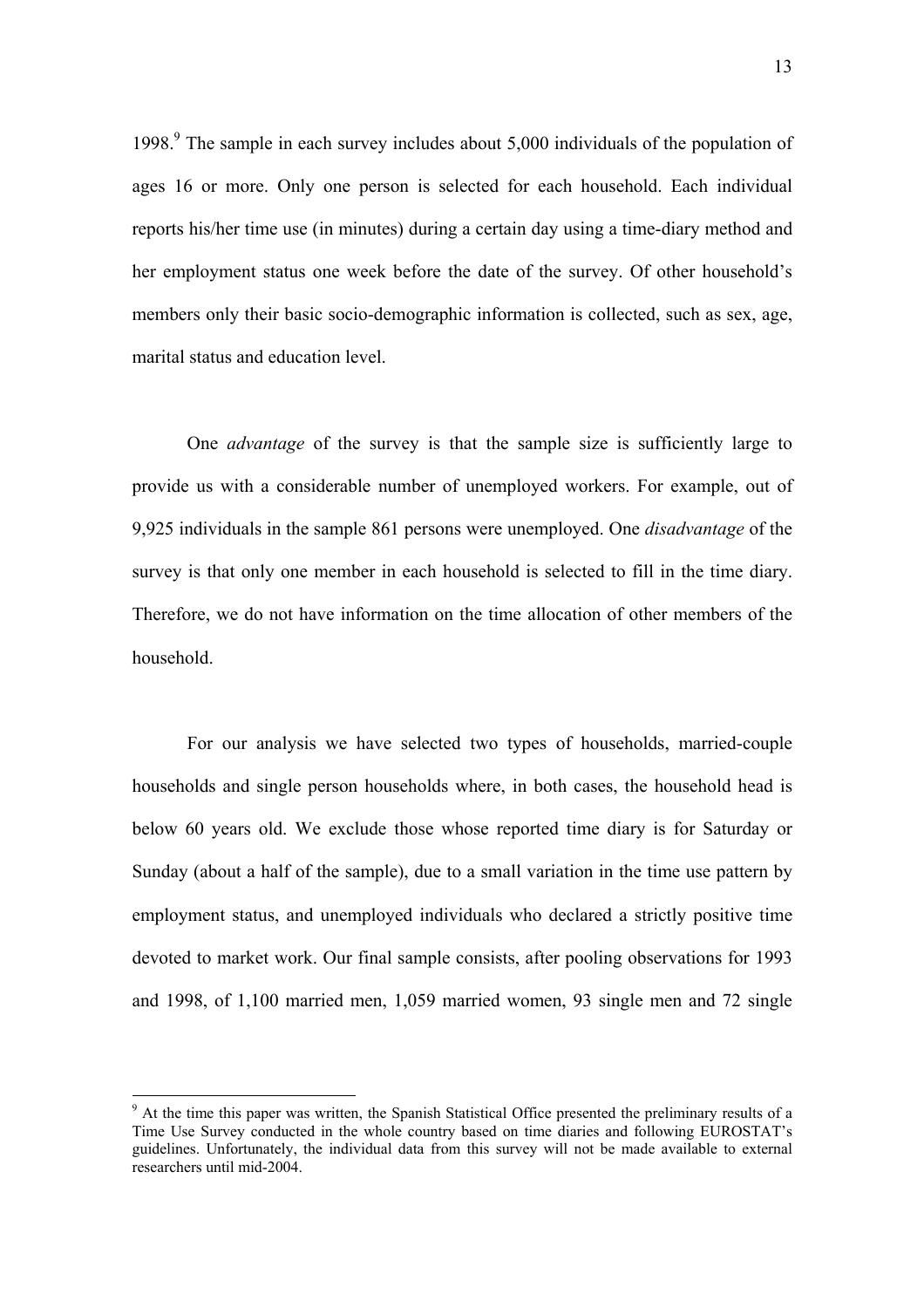1998.[9] The sample in each survey includes about 5,000 individuals of the population of ages 16 or more. Only one person is selected for each household. Each individual reports his/her time use (in minutes) during a certain day using a time-diary method and her employment status one week before the date of the survey. Of other household's members only their basic socio-demographic information is collected, such as sex, age, marital status and education level.

One *advantage* of the survey is that the sample size is sufficiently large to provide us with a considerable number of unemployed workers. For example, out of 9,925 individuals in the sample 861 persons were unemployed. One *disadvantage* of the survey is that only one member in each household is selected to fill in the time diary. Therefore, we do not have information on the time allocation of other members of the household.

For our analysis we have selected two types of households, married-couple households and single person households where, in both cases, the household head is below 60 years old. We exclude those whose reported time diary is for Saturday or Sunday (about a half of the sample), due to a small variation in the time use pattern by employment status, and unemployed individuals who declared a strictly positive time devoted to market work. Our final sample consists, after pooling observations for 1993 and 1998, of 1,100 married men, 1,059 married women, 93 single men and 72 single

[9] At the time this paper was written, the Spanish Statistical Office presented the preliminary results of a Time Use Survey conducted in the whole country based on time diaries and following EUROSTAT's guidelines. Unfortunately, the individual data from this survey will not be made available to external researchers until mid-2004.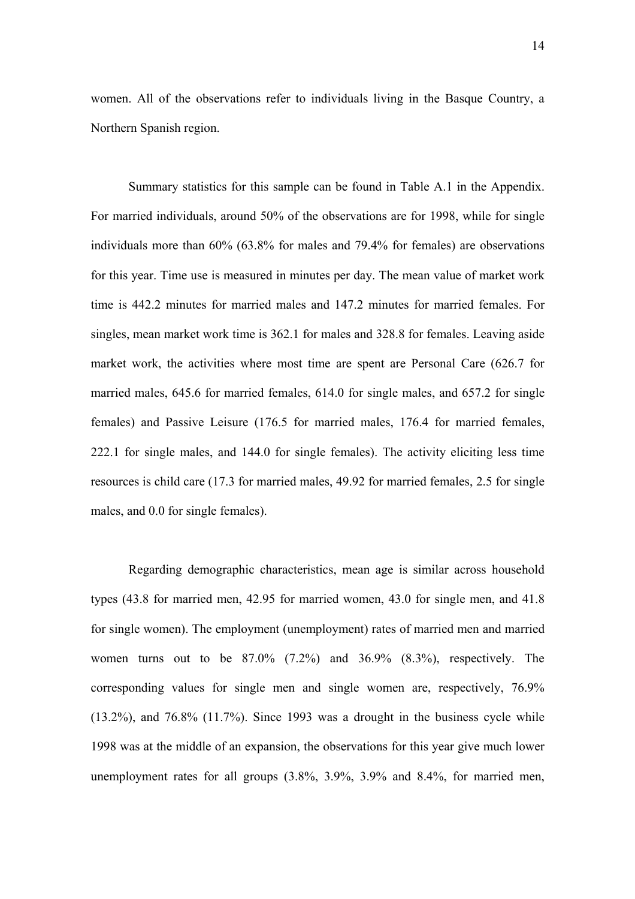women. All of the observations refer to individuals living in the Basque Country, a Northern Spanish region.

Summary statistics for this sample can be found in Table A.1 in the Appendix. For married individuals, around 50% of the observations are for 1998, while for single individuals more than 60% (63.8% for males and 79.4% for females) are observations for this year. Time use is measured in minutes per day. The mean value of market work time is 442.2 minutes for married males and 147.2 minutes for married females. For singles, mean market work time is 362.1 for males and 328.8 for females. Leaving aside market work, the activities where most time are spent are Personal Care (626.7 for married males, 645.6 for married females, 614.0 for single males, and 657.2 for single females) and Passive Leisure (176.5 for married males, 176.4 for married females, 222.1 for single males, and 144.0 for single females). The activity eliciting less time resources is child care (17.3 for married males, 49.92 for married females, 2.5 for single males, and 0.0 for single females).

Regarding demographic characteristics, mean age is similar across household types (43.8 for married men, 42.95 for married women, 43.0 for single men, and 41.8 for single women). The employment (unemployment) rates of married men and married women turns out to be 87.0% (7.2%) and 36.9% (8.3%), respectively. The corresponding values for single men and single women are, respectively, 76.9% (13.2%), and 76.8% (11.7%). Since 1993 was a drought in the business cycle while 1998 was at the middle of an expansion, the observations for this year give much lower unemployment rates for all groups (3.8%, 3.9%, 3.9% and 8.4%, for married men,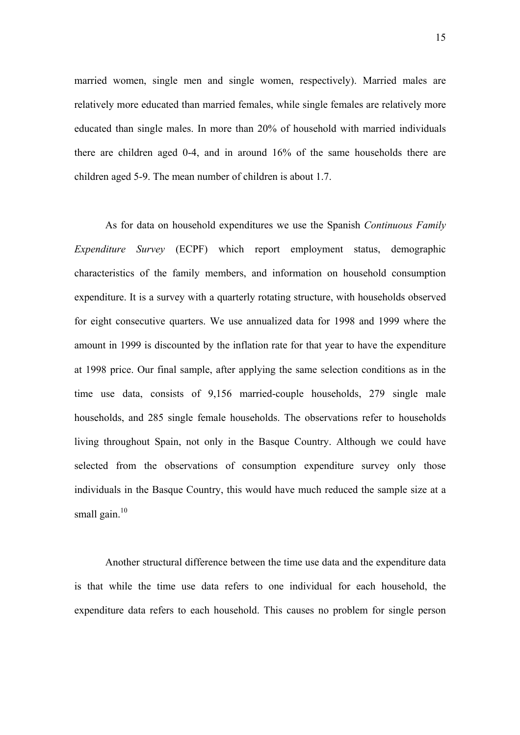married women, single men and single women, respectively). Married males are relatively more educated than married females, while single females are relatively more educated than single males. In more than 20% of household with married individuals there are children aged 0-4, and in around 16% of the same households there are children aged 5-9. The mean number of children is about 1.7.

As for data on household expenditures we use the Spanish *Continuous Family Expenditure Survey* (ECPF) which report employment status, demographic characteristics of the family members, and information on household consumption expenditure. It is a survey with a quarterly rotating structure, with households observed for eight consecutive quarters. We use annualized data for 1998 and 1999 where the amount in 1999 is discounted by the inflation rate for that year to have the expenditure at 1998 price. Our final sample, after applying the same selection conditions as in the time use data, consists of 9,156 married-couple households, 279 single male households, and 285 single female households. The observations refer to households living throughout Spain, not only in the Basque Country. Although we could have selected from the observations of consumption expenditure survey only those individuals in the Basque Country, this would have much reduced the sample size at a small gain.[10]

Another structural difference between the time use data and the expenditure data is that while the time use data refers to one individual for each household, the expenditure data refers to each household. This causes no problem for single person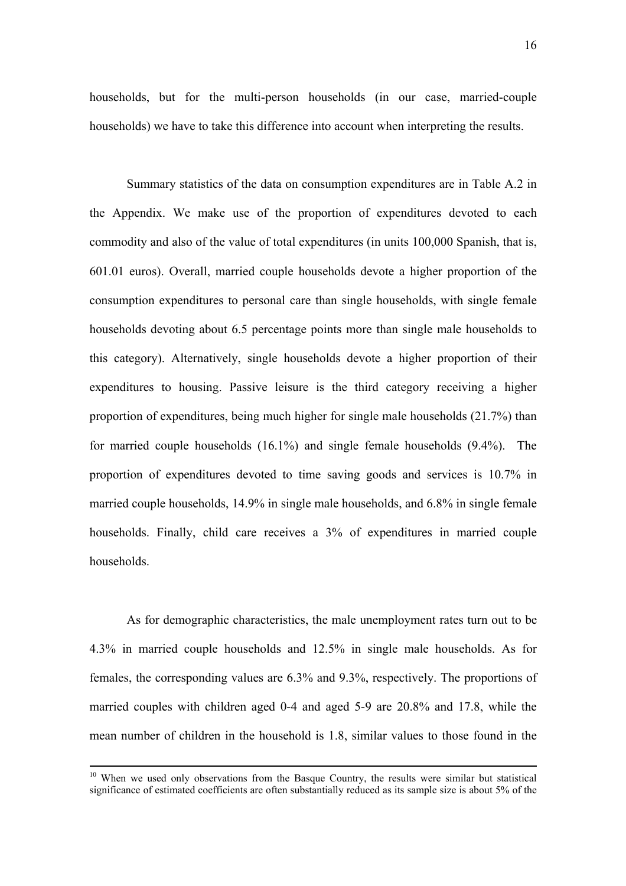households, but for the multi-person households (in our case, married-couple households) we have to take this difference into account when interpreting the results.

Summary statistics of the data on consumption expenditures are in Table A.2 in the Appendix. We make use of the proportion of expenditures devoted to each commodity and also of the value of total expenditures (in units 100,000 Spanish, that is, 601.01 euros). Overall, married couple households devote a higher proportion of the consumption expenditures to personal care than single households, with single female households devoting about 6.5 percentage points more than single male households to this category). Alternatively, single households devote a higher proportion of their expenditures to housing. Passive leisure is the third category receiving a higher proportion of expenditures, being much higher for single male households (21.7%) than for married couple households (16.1%) and single female households (9.4%). The proportion of expenditures devoted to time saving goods and services is 10.7% in married couple households, 14.9% in single male households, and 6.8% in single female households. Finally, child care receives a 3% of expenditures in married couple households.

As for demographic characteristics, the male unemployment rates turn out to be 4.3% in married couple households and 12.5% in single male households. As for females, the corresponding values are 6.3% and 9.3%, respectively. The proportions of married couples with children aged 0-4 and aged 5-9 are 20.8% and 17.8, while the mean number of children in the household is 1.8, similar values to those found in the

[10] When we used only observations from the Basque Country, the results were similar but statistical significance of estimated coefficients are often substantially reduced as its sample size is about 5% of the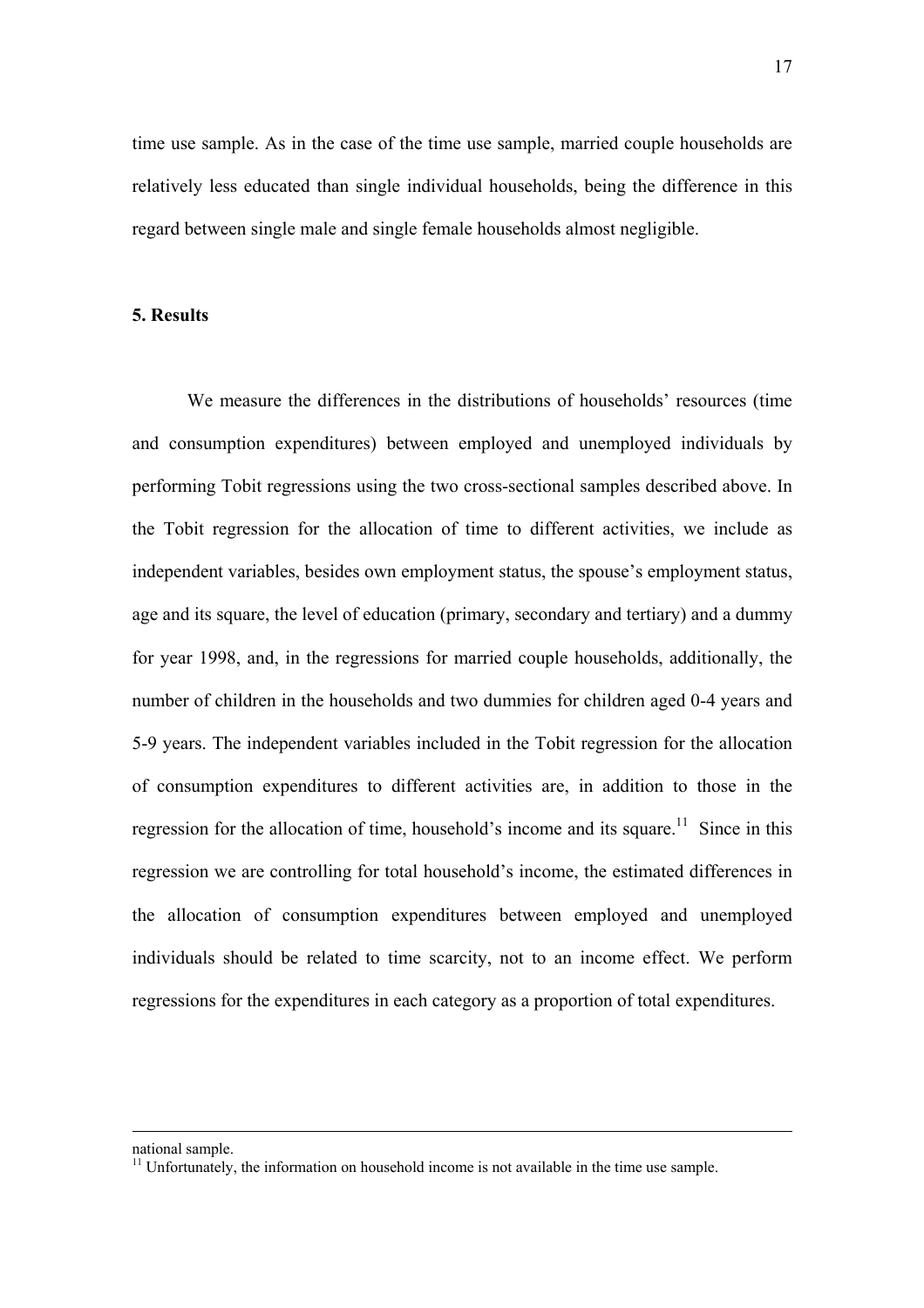time use sample. As in the case of the time use sample, married couple households are relatively less educated than single individual households, being the difference in this regard between single male and single female households almost negligible.

## 5. Results

We measure the differences in the distributions of households' resources (time and consumption expenditures) between employed and unemployed individuals by performing Tobit regressions using the two cross-sectional samples described above. In the Tobit regression for the allocation of time to different activities, we include as independent variables, besides own employment status, the spouse's employment status, age and its square, the level of education (primary, secondary and tertiary) and a dummy for year 1998, and, in the regressions for married couple households, additionally, the number of children in the households and two dummies for children aged 0-4 years and 5-9 years. The independent variables included in the Tobit regression for the allocation of consumption expenditures to different activities are, in addition to those in the regression for the allocation of time, household's income and its square.[11] Since in this regression we are controlling for total household's income, the estimated differences in the allocation of consumption expenditures between employed and unemployed individuals should be related to time scarcity, not to an income effect. We perform regressions for the expenditures in each category as a proportion of total expenditures.

---

national sample.

[11] Unfortunately, the information on household income is not available in the time use sample.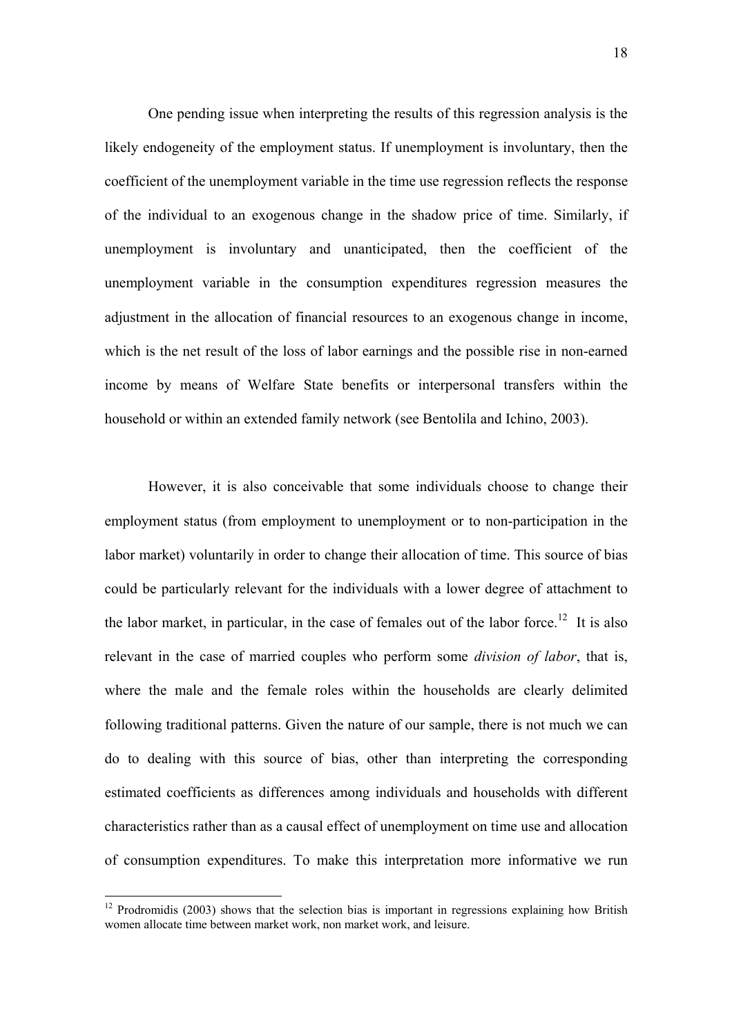One pending issue when interpreting the results of this regression analysis is the likely endogeneity of the employment status. If unemployment is involuntary, then the coefficient of the unemployment variable in the time use regression reflects the response of the individual to an exogenous change in the shadow price of time. Similarly, if unemployment is involuntary and unanticipated, then the coefficient of the unemployment variable in the consumption expenditures regression measures the adjustment in the allocation of financial resources to an exogenous change in income, which is the net result of the loss of labor earnings and the possible rise in non-earned income by means of Welfare State benefits or interpersonal transfers within the household or within an extended family network (see Bentolila and Ichino, 2003).

However, it is also conceivable that some individuals choose to change their employment status (from employment to unemployment or to non-participation in the labor market) voluntarily in order to change their allocation of time. This source of bias could be particularly relevant for the individuals with a lower degree of attachment to the labor market, in particular, in the case of females out of the labor force.[12] It is also relevant in the case of married couples who perform some *division of labor*, that is, where the male and the female roles within the households are clearly delimited following traditional patterns. Given the nature of our sample, there is not much we can do to dealing with this source of bias, other than interpreting the corresponding estimated coefficients as differences among individuals and households with different characteristics rather than as a causal effect of unemployment on time use and allocation of consumption expenditures. To make this interpretation more informative we run

[12] Prodromidis (2003) shows that the selection bias is important in regressions explaining how British women allocate time between market work, non market work, and leisure.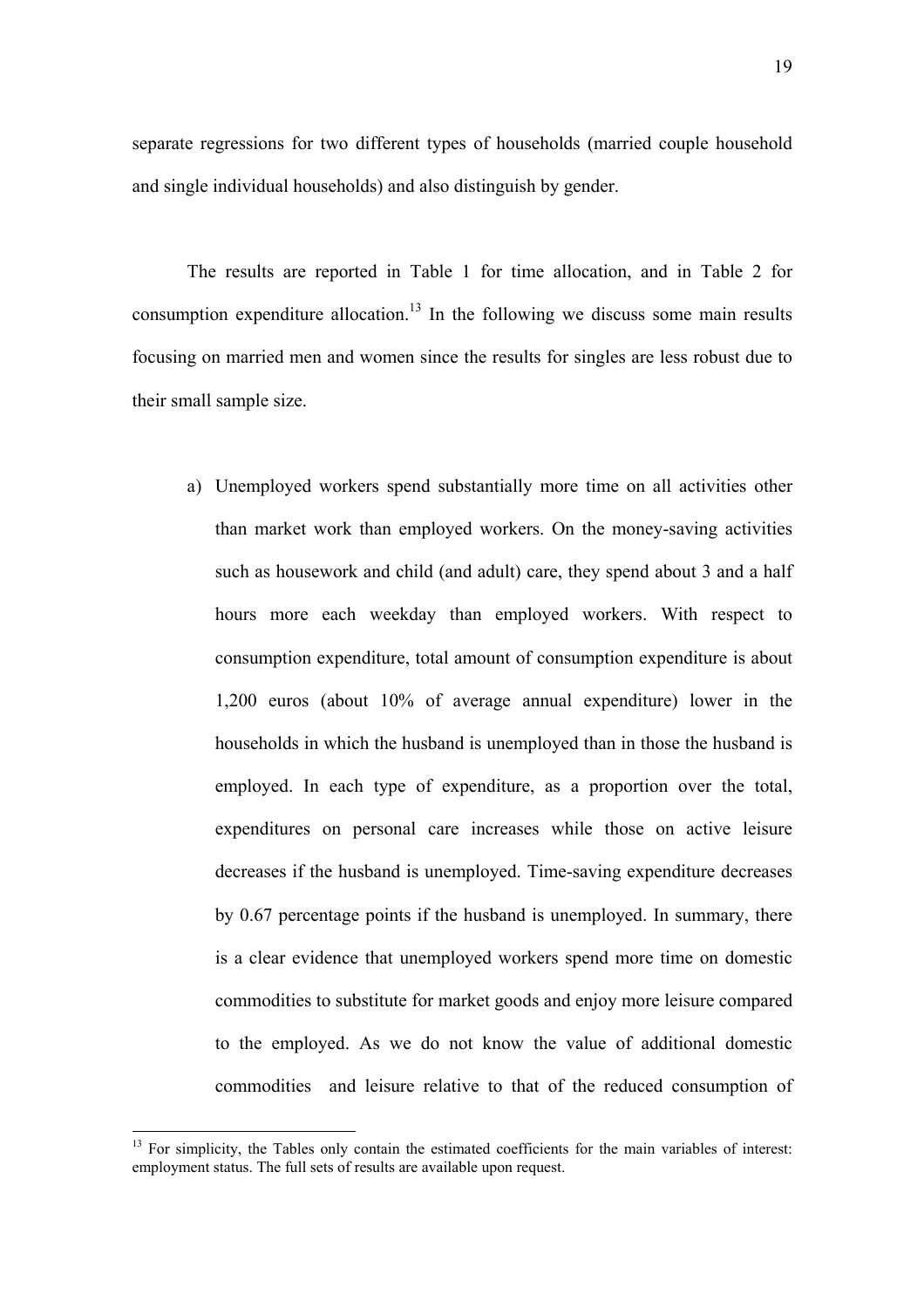separate regressions for two different types of households (married couple household and single individual households) and also distinguish by gender.

The results are reported in Table 1 for time allocation, and in Table 2 for consumption expenditure allocation.[13] In the following we discuss some main results focusing on married men and women since the results for singles are less robust due to their small sample size.

a) Unemployed workers spend substantially more time on all activities other than market work than employed workers. On the money-saving activities such as housework and child (and adult) care, they spend about 3 and a half hours more each weekday than employed workers. With respect to consumption expenditure, total amount of consumption expenditure is about 1,200 euros (about 10% of average annual expenditure) lower in the households in which the husband is unemployed than in those the husband is employed. In each type of expenditure, as a proportion over the total, expenditures on personal care increases while those on active leisure decreases if the husband is unemployed. Time-saving expenditure decreases by 0.67 percentage points if the husband is unemployed. In summary, there is a clear evidence that unemployed workers spend more time on domestic commodities to substitute for market goods and enjoy more leisure compared to the employed. As we do not know the value of additional domestic commodities and leisure relative to that of the reduced consumption of

[13] For simplicity, the Tables only contain the estimated coefficients for the main variables of interest: employment status. The full sets of results are available upon request.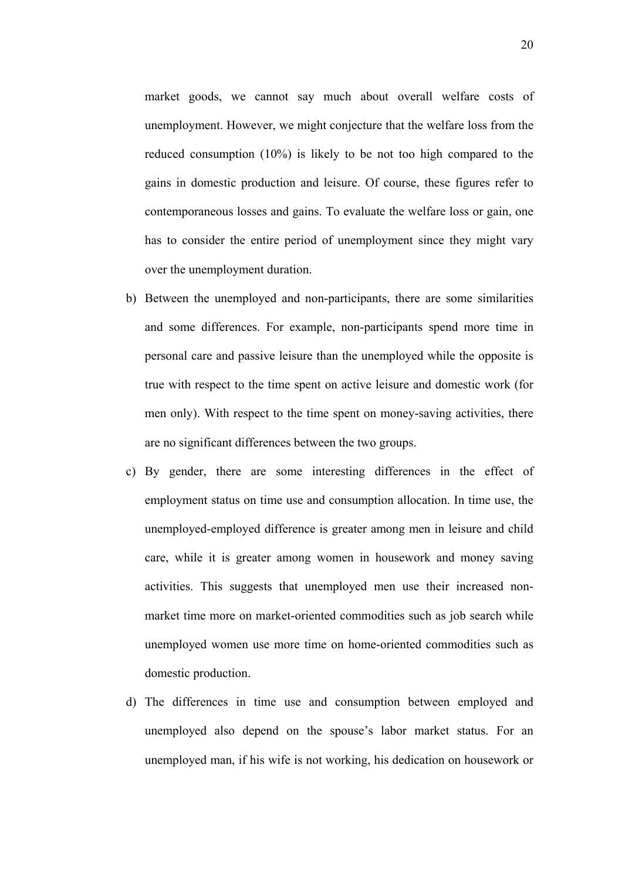market goods, we cannot say much about overall welfare costs of unemployment. However, we might conjecture that the welfare loss from the reduced consumption (10%) is likely to be not too high compared to the gains in domestic production and leisure. Of course, these figures refer to contemporaneous losses and gains. To evaluate the welfare loss or gain, one has to consider the entire period of unemployment since they might vary over the unemployment duration.

b) Between the unemployed and non-participants, there are some similarities and some differences. For example, non-participants spend more time in personal care and passive leisure than the unemployed while the opposite is true with respect to the time spent on active leisure and domestic work (for men only). With respect to the time spent on money-saving activities, there are no significant differences between the two groups.

c) By gender, there are some interesting differences in the effect of employment status on time use and consumption allocation. In time use, the unemployed-employed difference is greater among men in leisure and child care, while it is greater among women in housework and money saving activities. This suggests that unemployed men use their increased non-market time more on market-oriented commodities such as job search while unemployed women use more time on home-oriented commodities such as domestic production.

d) The differences in time use and consumption between employed and unemployed also depend on the spouse's labor market status. For an unemployed man, if his wife is not working, his dedication on housework or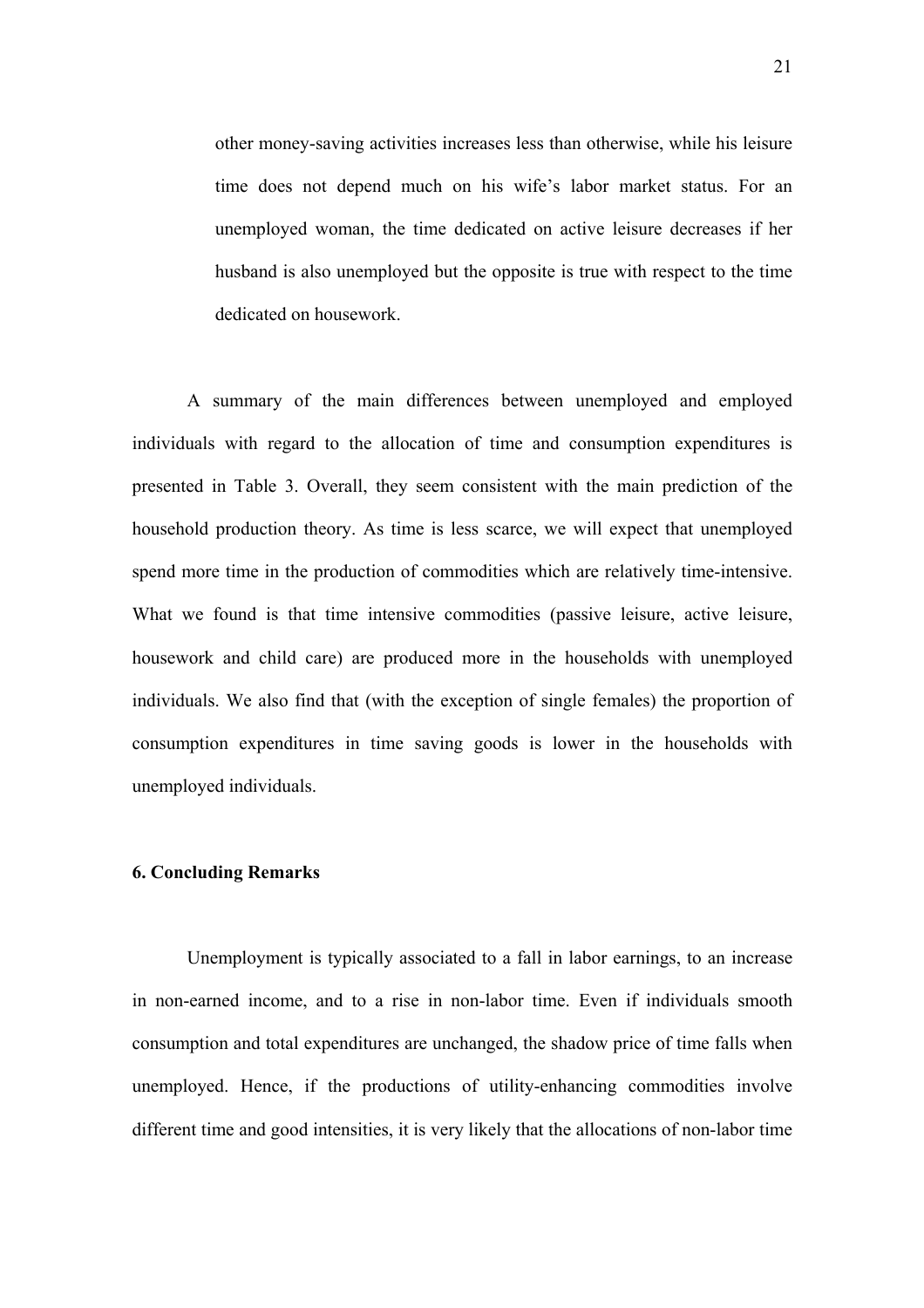other money-saving activities increases less than otherwise, while his leisure time does not depend much on his wife's labor market status. For an unemployed woman, the time dedicated on active leisure decreases if her husband is also unemployed but the opposite is true with respect to the time dedicated on housework.

A summary of the main differences between unemployed and employed individuals with regard to the allocation of time and consumption expenditures is presented in Table 3. Overall, they seem consistent with the main prediction of the household production theory. As time is less scarce, we will expect that unemployed spend more time in the production of commodities which are relatively time-intensive. What we found is that time intensive commodities (passive leisure, active leisure, housework and child care) are produced more in the households with unemployed individuals. We also find that (with the exception of single females) the proportion of consumption expenditures in time saving goods is lower in the households with unemployed individuals.

## 6. Concluding Remarks

Unemployment is typically associated to a fall in labor earnings, to an increase in non-earned income, and to a rise in non-labor time. Even if individuals smooth consumption and total expenditures are unchanged, the shadow price of time falls when unemployed. Hence, if the productions of utility-enhancing commodities involve different time and good intensities, it is very likely that the allocations of non-labor time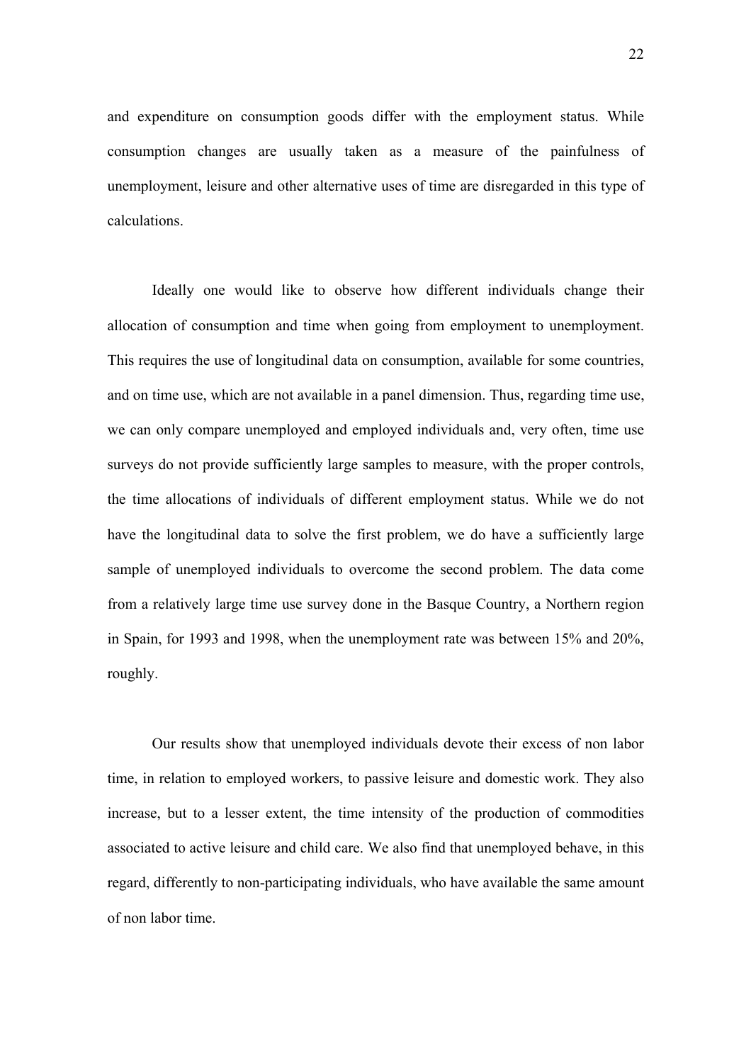and expenditure on consumption goods differ with the employment status. While consumption changes are usually taken as a measure of the painfulness of unemployment, leisure and other alternative uses of time are disregarded in this type of calculations.

Ideally one would like to observe how different individuals change their allocation of consumption and time when going from employment to unemployment. This requires the use of longitudinal data on consumption, available for some countries, and on time use, which are not available in a panel dimension. Thus, regarding time use, we can only compare unemployed and employed individuals and, very often, time use surveys do not provide sufficiently large samples to measure, with the proper controls, the time allocations of individuals of different employment status. While we do not have the longitudinal data to solve the first problem, we do have a sufficiently large sample of unemployed individuals to overcome the second problem. The data come from a relatively large time use survey done in the Basque Country, a Northern region in Spain, for 1993 and 1998, when the unemployment rate was between 15% and 20%, roughly.

Our results show that unemployed individuals devote their excess of non labor time, in relation to employed workers, to passive leisure and domestic work. They also increase, but to a lesser extent, the time intensity of the production of commodities associated to active leisure and child care. We also find that unemployed behave, in this regard, differently to non-participating individuals, who have available the same amount of non labor time.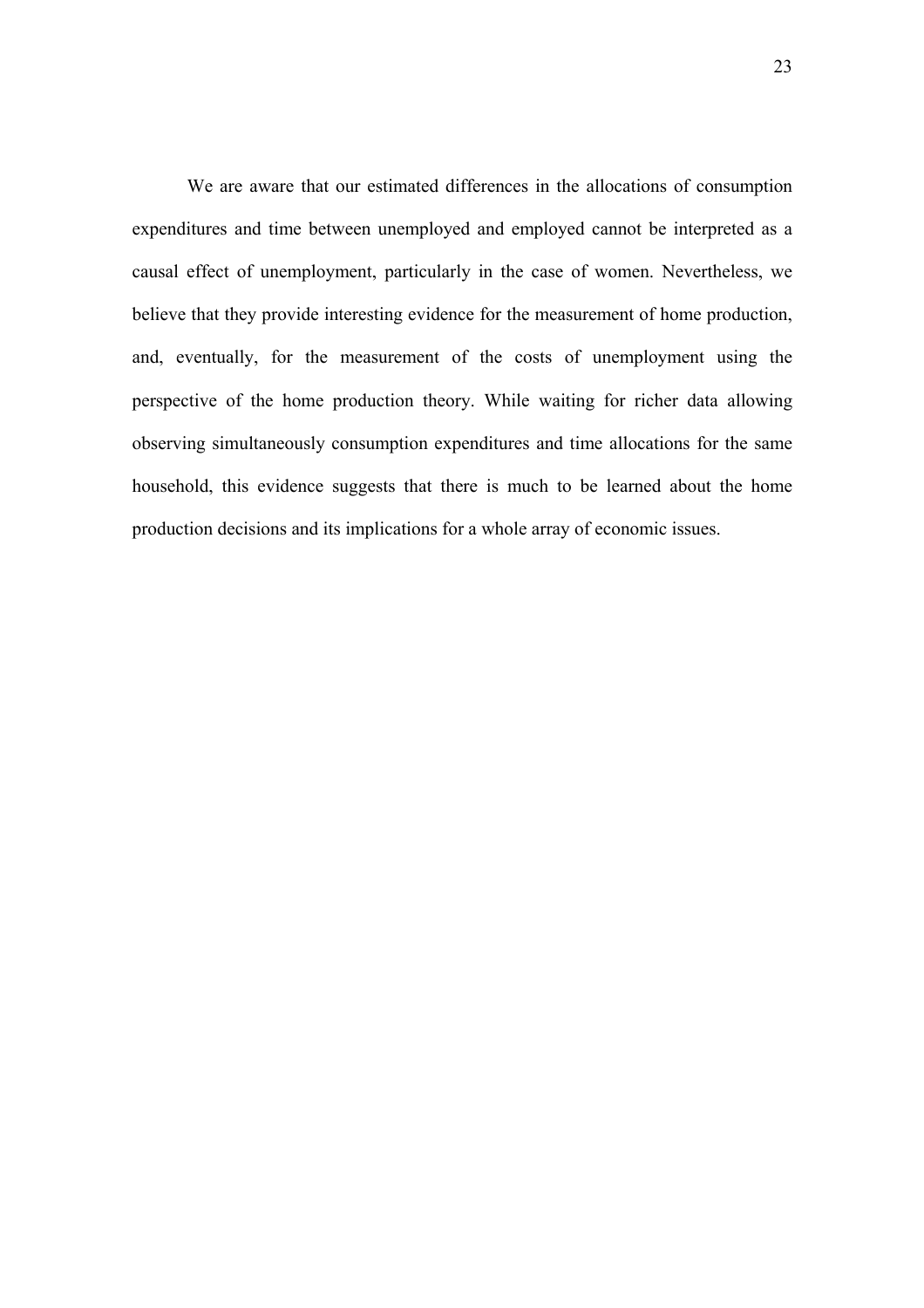We are aware that our estimated differences in the allocations of consumption expenditures and time between unemployed and employed cannot be interpreted as a causal effect of unemployment, particularly in the case of women. Nevertheless, we believe that they provide interesting evidence for the measurement of home production, and, eventually, for the measurement of the costs of unemployment using the perspective of the home production theory. While waiting for richer data allowing observing simultaneously consumption expenditures and time allocations for the same household, this evidence suggests that there is much to be learned about the home production decisions and its implications for a whole array of economic issues.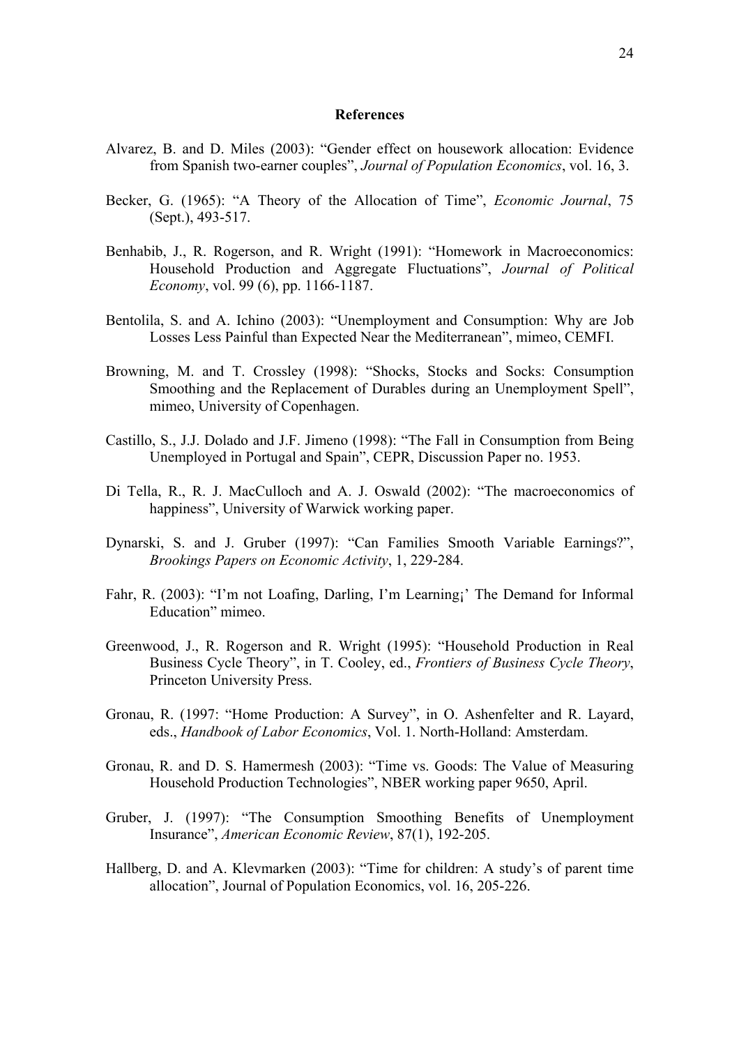# References

Alvarez, B. and D. Miles (2003): "Gender effect on housework allocation: Evidence from Spanish two-earner couples", *Journal of Population Economics*, vol. 16, 3.

Becker, G. (1965): "A Theory of the Allocation of Time", *Economic Journal*, 75 (Sept.), 493-517.

Benhabib, J., R. Rogerson, and R. Wright (1991): "Homework in Macroeconomics: Household Production and Aggregate Fluctuations", *Journal of Political Economy*, vol. 99 (6), pp. 1166-1187.

Bentolila, S. and A. Ichino (2003): "Unemployment and Consumption: Why are Job Losses Less Painful than Expected Near the Mediterranean", mimeo, CEMFI.

Browning, M. and T. Crossley (1998): "Shocks, Stocks and Socks: Consumption Smoothing and the Replacement of Durables during an Unemployment Spell", mimeo, University of Copenhagen.

Castillo, S., J.J. Dolado and J.F. Jimeno (1998): "The Fall in Consumption from Being Unemployed in Portugal and Spain", CEPR, Discussion Paper no. 1953.

Di Tella, R., R. J. MacCulloch and A. J. Oswald (2002): "The macroeconomics of happiness", University of Warwick working paper.

Dynarski, S. and J. Gruber (1997): "Can Families Smooth Variable Earnings?", *Brookings Papers on Economic Activity*, 1, 229-284.

Fahr, R. (2003): "I'm not Loafing, Darling, I'm Learning¡' The Demand for Informal Education" mimeo.

Greenwood, J., R. Rogerson and R. Wright (1995): "Household Production in Real Business Cycle Theory", in T. Cooley, ed., *Frontiers of Business Cycle Theory*, Princeton University Press.

Gronau, R. (1997: "Home Production: A Survey", in O. Ashenfelter and R. Layard, eds., *Handbook of Labor Economics*, Vol. 1. North-Holland: Amsterdam.

Gronau, R. and D. S. Hamermesh (2003): "Time vs. Goods: The Value of Measuring Household Production Technologies", NBER working paper 9650, April.

Gruber, J. (1997): "The Consumption Smoothing Benefits of Unemployment Insurance", *American Economic Review*, 87(1), 192-205.

Hallberg, D. and A. Klevmarken (2003): "Time for children: A study's of parent time allocation", Journal of Population Economics, vol. 16, 205-226.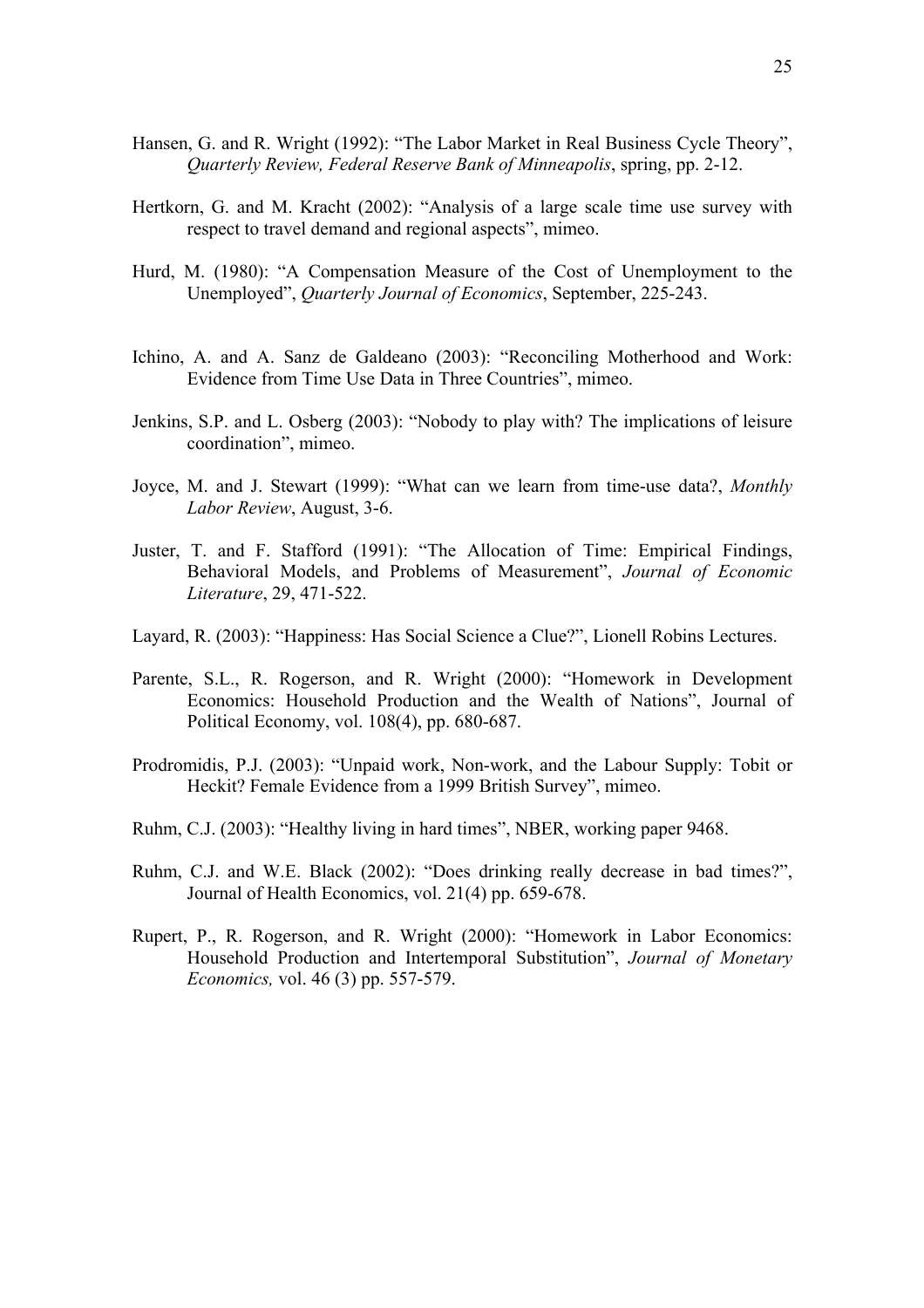Hansen, G. and R. Wright (1992): "The Labor Market in Real Business Cycle Theory", *Quarterly Review, Federal Reserve Bank of Minneapolis*, spring, pp. 2-12.

Hertkorn, G. and M. Kracht (2002): "Analysis of a large scale time use survey with respect to travel demand and regional aspects", mimeo.

Hurd, M. (1980): "A Compensation Measure of the Cost of Unemployment to the Unemployed", *Quarterly Journal of Economics*, September, 225-243.

Ichino, A. and A. Sanz de Galdeano (2003): "Reconciling Motherhood and Work: Evidence from Time Use Data in Three Countries", mimeo.

Jenkins, S.P. and L. Osberg (2003): "Nobody to play with? The implications of leisure coordination", mimeo.

Joyce, M. and J. Stewart (1999): "What can we learn from time-use data?, *Monthly Labor Review*, August, 3-6.

Juster, T. and F. Stafford (1991): "The Allocation of Time: Empirical Findings, Behavioral Models, and Problems of Measurement", *Journal of Economic Literature*, 29, 471-522.

Layard, R. (2003): "Happiness: Has Social Science a Clue?", Lionell Robins Lectures.

Parente, S.L., R. Rogerson, and R. Wright (2000): "Homework in Development Economics: Household Production and the Wealth of Nations", Journal of Political Economy, vol. 108(4), pp. 680-687.

Prodromidis, P.J. (2003): "Unpaid work, Non-work, and the Labour Supply: Tobit or Heckit? Female Evidence from a 1999 British Survey", mimeo.

Ruhm, C.J. (2003): "Healthy living in hard times", NBER, working paper 9468.

Ruhm, C.J. and W.E. Black (2002): "Does drinking really decrease in bad times?", Journal of Health Economics, vol. 21(4) pp. 659-678.

Rupert, P., R. Rogerson, and R. Wright (2000): "Homework in Labor Economics: Household Production and Intertemporal Substitution", *Journal of Monetary Economics,* vol. 46 (3) pp. 557-579.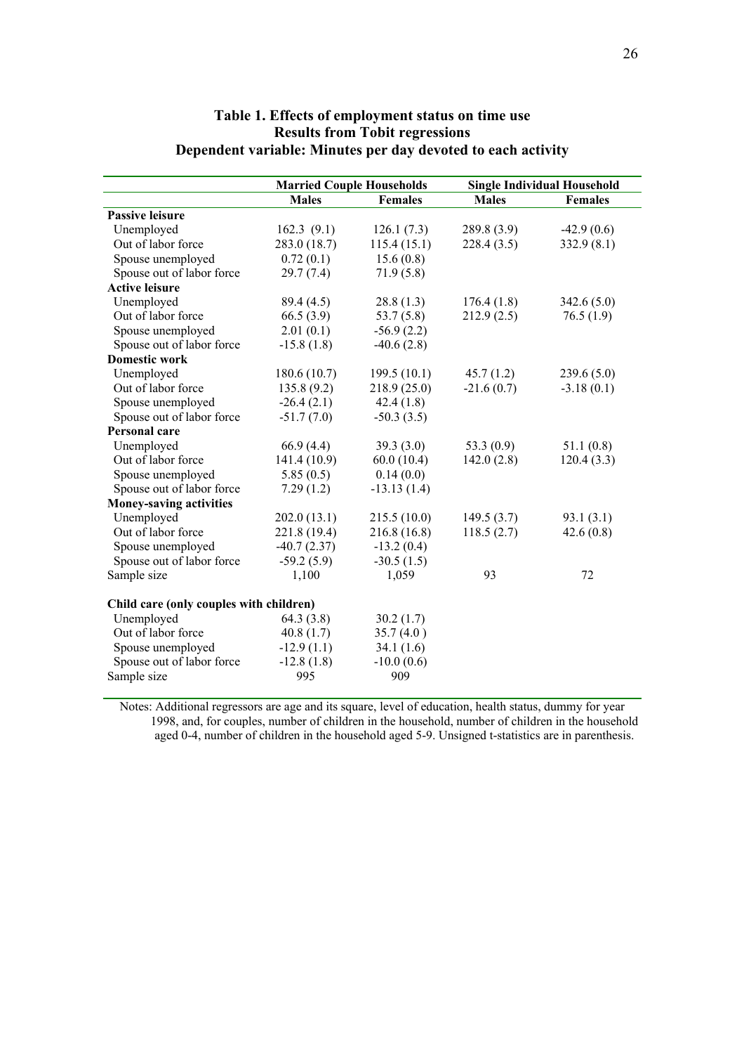**Table 1. Effects of employment status on time use**
**Results from Tobit regressions**
**Dependent variable: Minutes per day devoted to each activity**

| | Married Couple Households | | Single Individual Household | |
|---|---|---|---|---|
| | **Males** | **Females** | **Males** | **Females** |
| **Passive leisure** | | | | |
| Unemployed | 162.3 (9.1) | 126.1 (7.3) | 289.8 (3.9) | -42.9 (0.6) |
| Out of labor force | 283.0 (18.7) | 115.4 (15.1) | 228.4 (3.5) | 332.9 (8.1) |
| Spouse unemployed | 0.72 (0.1) | 15.6 (0.8) | | |
| Spouse out of labor force | 29.7 (7.4) | 71.9 (5.8) | | |
| **Active leisure** | | | | |
| Unemployed | 89.4 (4.5) | 28.8 (1.3) | 176.4 (1.8) | 342.6 (5.0) |
| Out of labor force | 66.5 (3.9) | 53.7 (5.8) | 212.9 (2.5) | 76.5 (1.9) |
| Spouse unemployed | 2.01 (0.1) | -56.9 (2.2) | | |
| Spouse out of labor force | -15.8 (1.8) | -40.6 (2.8) | | |
| **Domestic work** | | | | |
| Unemployed | 180.6 (10.7) | 199.5 (10.1) | 45.7 (1.2) | 239.6 (5.0) |
| Out of labor force | 135.8 (9.2) | 218.9 (25.0) | -21.6 (0.7) | -3.18 (0.1) |
| Spouse unemployed | -26.4 (2.1) | 42.4 (1.8) | | |
| Spouse out of labor force | -51.7 (7.0) | -50.3 (3.5) | | |
| **Personal care** | | | | |
| Unemployed | 66.9 (4.4) | 39.3 (3.0) | 53.3 (0.9) | 51.1 (0.8) |
| Out of labor force | 141.4 (10.9) | 60.0 (10.4) | 142.0 (2.8) | 120.4 (3.3) |
| Spouse unemployed | 5.85 (0.5) | 0.14 (0.0) | | |
| Spouse out of labor force | 7.29 (1.2) | -13.13 (1.4) | | |
| **Money-saving activities** | | | | |
| Unemployed | 202.0 (13.1) | 215.5 (10.0) | 149.5 (3.7) | 93.1 (3.1) |
| Out of labor force | 221.8 (19.4) | 216.8 (16.8) | 118.5 (2.7) | 42.6 (0.8) |
| Spouse unemployed | -40.7 (2.37) | -13.2 (0.4) | | |
| Spouse out of labor force | -59.2 (5.9) | -30.5 (1.5) | | |
| Sample size | 1,100 | 1,059 | 93 | 72 |
| **Child care (only couples with children)** | | | | |
| Unemployed | 64.3 (3.8) | 30.2 (1.7) | | |
| Out of labor force | 40.8 (1.7) | 35.7 (4.0 ) | | |
| Spouse unemployed | -12.9 (1.1) | 34.1 (1.6) | | |
| Spouse out of labor force | -12.8 (1.8) | -10.0 (0.6) | | |
| Sample size | 995 | 909 | | |

Notes: Additional regressors are age and its square, level of education, health status, dummy for year 1998, and, for couples, number of children in the household, number of children in the household aged 0-4, number of children in the household aged 5-9. Unsigned t-statistics are in parenthesis.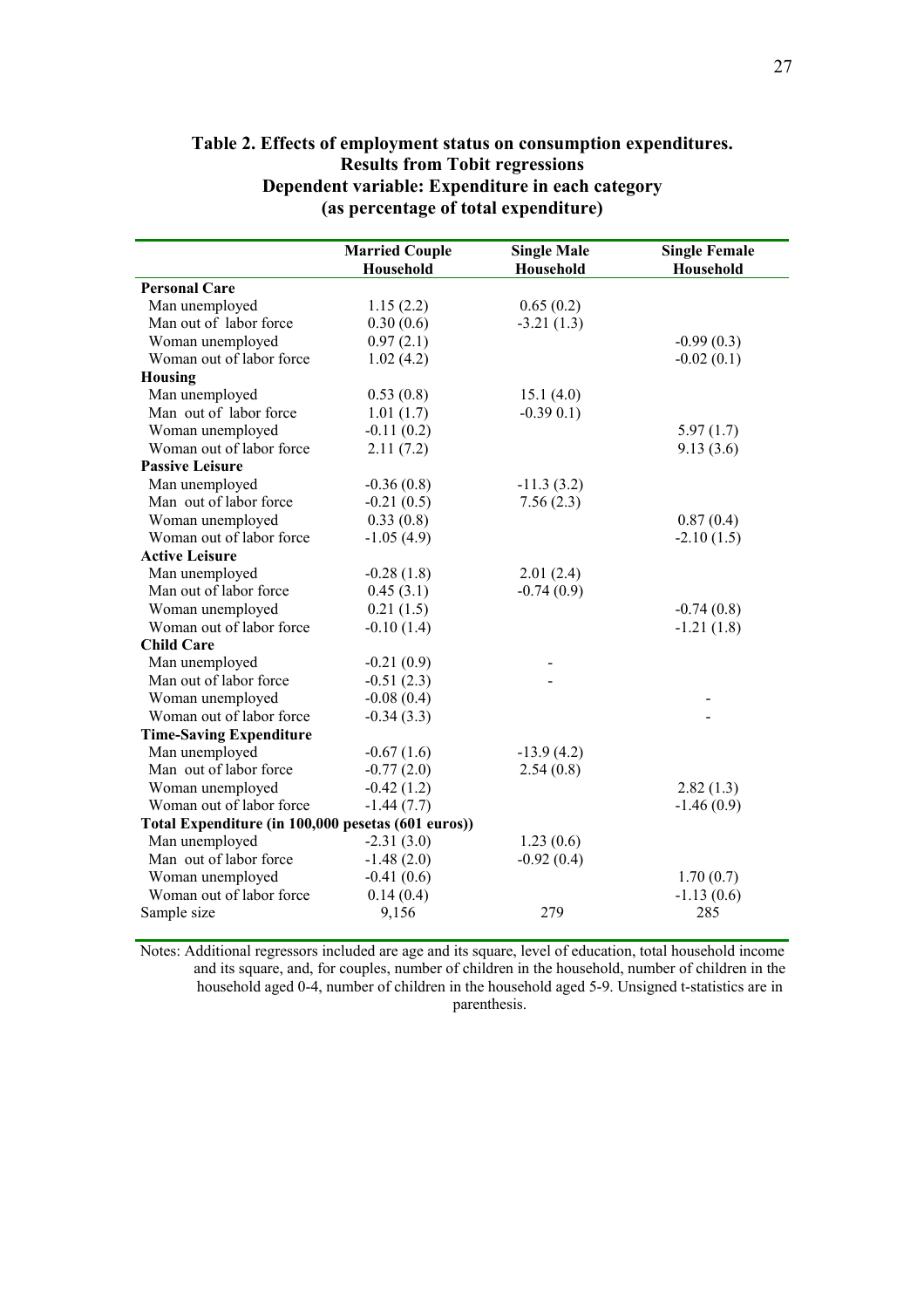**Table 2. Effects of employment status on consumption expenditures. Results from Tobit regressions Dependent variable: Expenditure in each category (as percentage of total expenditure)**

| | Married Couple Household | Single Male Household | Single Female Household |
|---|---|---|---|
| **Personal Care** | | | |
| Man unemployed | 1.15 (2.2) | 0.65 (0.2) | |
| Man out of labor force | 0.30 (0.6) | -3.21 (1.3) | |
| Woman unemployed | 0.97 (2.1) | | -0.99 (0.3) |
| Woman out of labor force | 1.02 (4.2) | | -0.02 (0.1) |
| **Housing** | | | |
| Man unemployed | 0.53 (0.8) | 15.1 (4.0) | |
| Man out of labor force | 1.01 (1.7) | -0.39 0.1) | |
| Woman unemployed | -0.11 (0.2) | | 5.97 (1.7) |
| Woman out of labor force | 2.11 (7.2) | | 9.13 (3.6) |
| **Passive Leisure** | | | |
| Man unemployed | -0.36 (0.8) | -11.3 (3.2) | |
| Man out of labor force | -0.21 (0.5) | 7.56 (2.3) | |
| Woman unemployed | 0.33 (0.8) | | 0.87 (0.4) |
| Woman out of labor force | -1.05 (4.9) | | -2.10 (1.5) |
| **Active Leisure** | | | |
| Man unemployed | -0.28 (1.8) | 2.01 (2.4) | |
| Man out of labor force | 0.45 (3.1) | -0.74 (0.9) | |
| Woman unemployed | 0.21 (1.5) | | -0.74 (0.8) |
| Woman out of labor force | -0.10 (1.4) | | -1.21 (1.8) |
| **Child Care** | | | |
| Man unemployed | -0.21 (0.9) | - | |
| Man out of labor force | -0.51 (2.3) | - | |
| Woman unemployed | -0.08 (0.4) | | - |
| Woman out of labor force | -0.34 (3.3) | | - |
| **Time-Saving Expenditure** | | | |
| Man unemployed | -0.67 (1.6) | -13.9 (4.2) | |
| Man out of labor force | -0.77 (2.0) | 2.54 (0.8) | |
| Woman unemployed | -0.42 (1.2) | | 2.82 (1.3) |
| Woman out of labor force | -1.44 (7.7) | | -1.46 (0.9) |
| **Total Expenditure (in 100,000 pesetas (601 euros))** | | | |
| Man unemployed | -2.31 (3.0) | 1.23 (0.6) | |
| Man out of labor force | -1.48 (2.0) | -0.92 (0.4) | |
| Woman unemployed | -0.41 (0.6) | | 1.70 (0.7) |
| Woman out of labor force | 0.14 (0.4) | | -1.13 (0.6) |
| Sample size | 9,156 | 279 | 285 |

Notes: Additional regressors included are age and its square, level of education, total household income and its square, and, for couples, number of children in the household, number of children in the household aged 0-4, number of children in the household aged 5-9. Unsigned t-statistics are in parenthesis.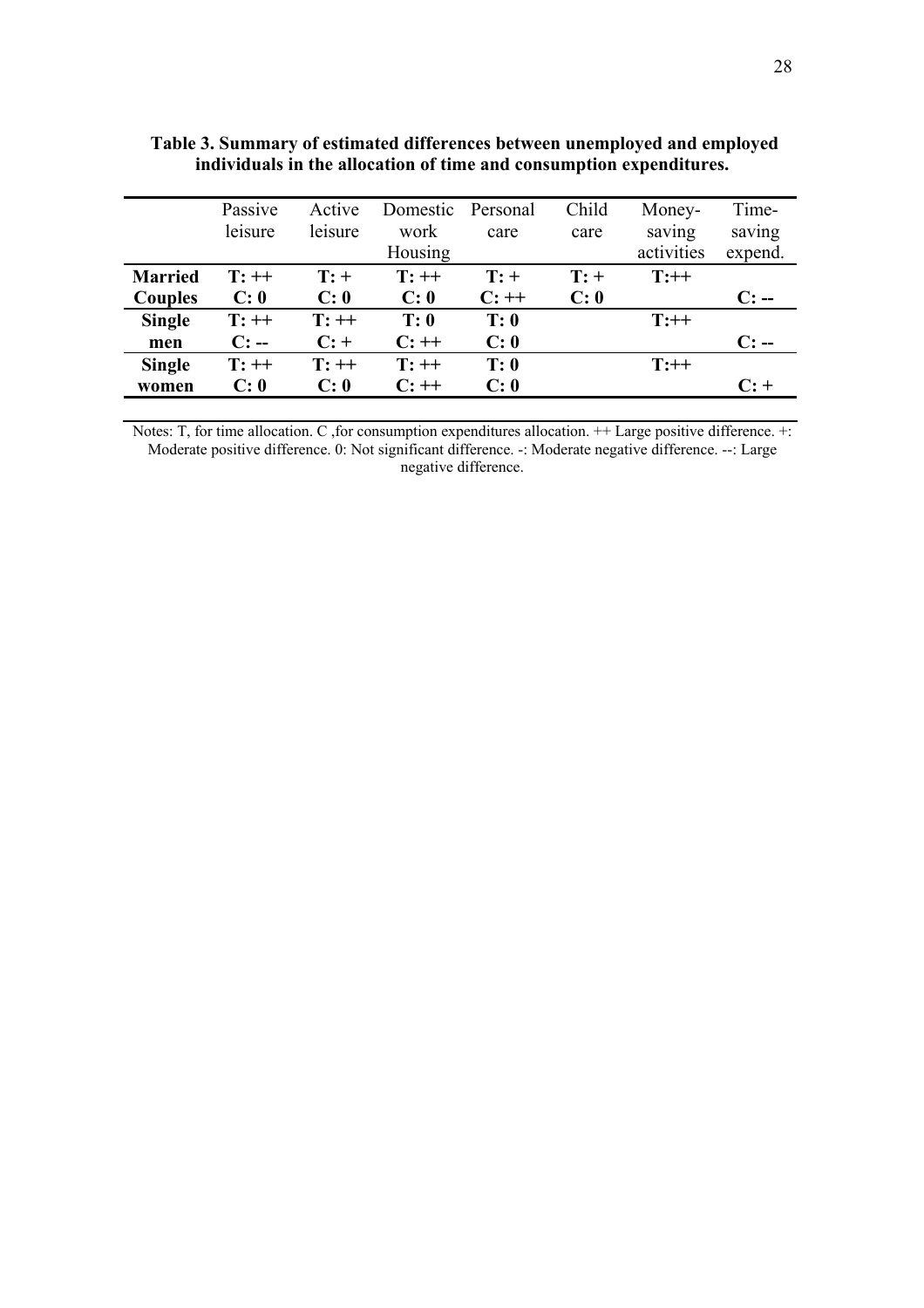**Table 3. Summary of estimated differences between unemployed and employed individuals in the allocation of time and consumption expenditures.**

| | Passive leisure | Active leisure | Domestic work Housing | Personal care | Child care | Money-saving activities | Time-saving expend. |
|---|---|---|---|---|---|---|---|
| **Married Couples** | **T: ++** <br> **C: 0** | **T: +** <br> **C: 0** | **T: ++** <br> **C: 0** | **T: +** <br> **C: ++** | **T: +** <br> **C: 0** | **T:++** | **C: --** |
| **Single men** | **T: ++** <br> **C: --** | **T: ++** <br> **C: +** | **T: 0** <br> **C: ++** | **T: 0** <br> **C: 0** | | **T:++** | **C: --** |
| **Single women** | **T: ++** <br> **C: 0** | **T: ++** <br> **C: 0** | **T: ++** <br> **C: ++** | **T: 0** <br> **C: 0** | | **T:++** | **C: +** |

Notes: T, for time allocation. C ,for consumption expenditures allocation. ++ Large positive difference. +: Moderate positive difference. 0: Not significant difference. -: Moderate negative difference. --: Large negative difference.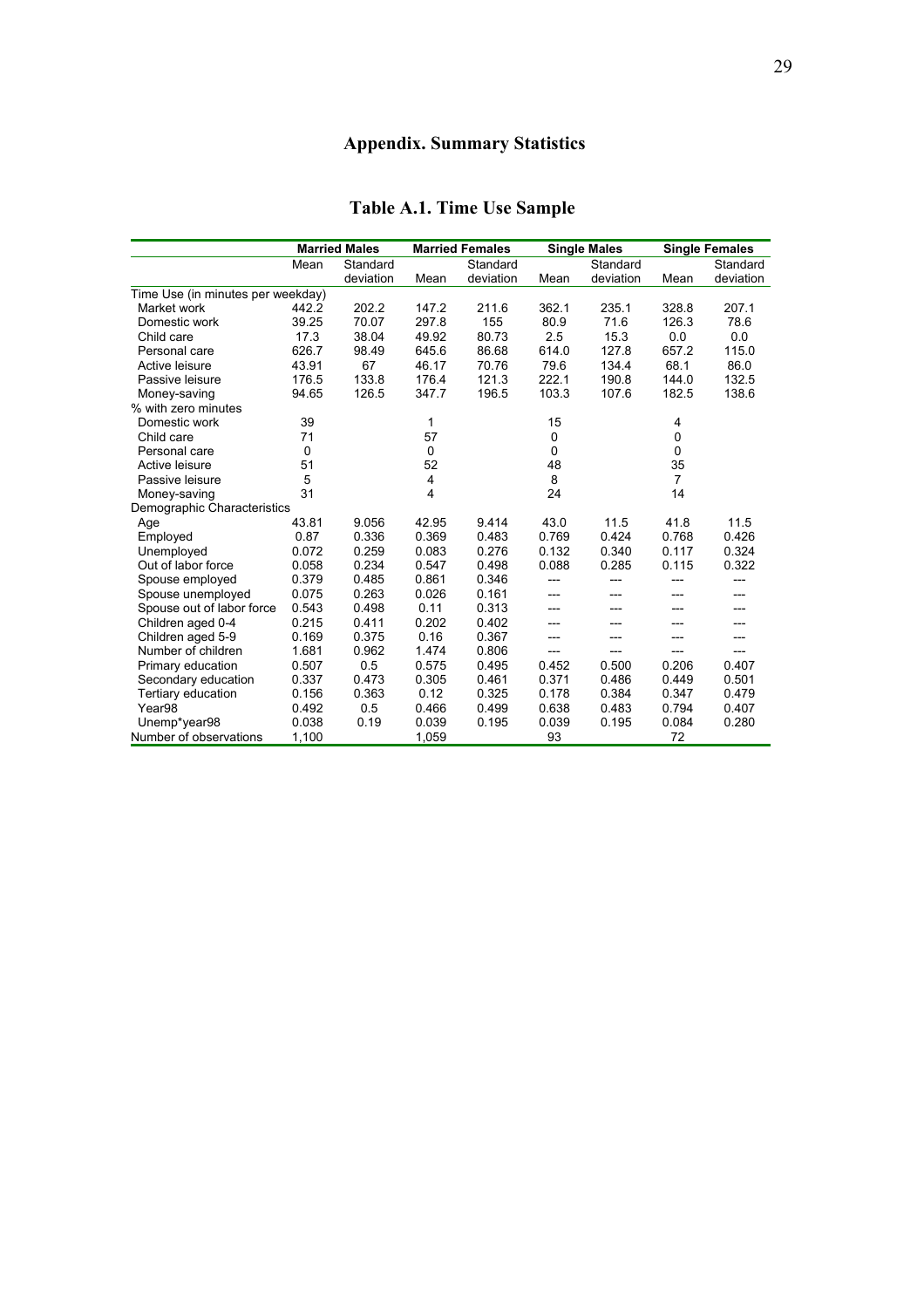# Appendix. Summary Statistics

## Table A.1. Time Use Sample

| | Married Males | | Married Females | | Single Males | | Single Females | |
|---|---|---|---|---|---|---|---|---|
| | Mean | Standard deviation | Mean | Standard deviation | Mean | Standard deviation | Mean | Standard deviation |
| Time Use (in minutes per weekday) | | | | | | | | |
| Market work | 442.2 | 202.2 | 147.2 | 211.6 | 362.1 | 235.1 | 328.8 | 207.1 |
| Domestic work | 39.25 | 70.07 | 297.8 | 155 | 80.9 | 71.6 | 126.3 | 78.6 |
| Child care | 17.3 | 38.04 | 49.92 | 80.73 | 2.5 | 15.3 | 0.0 | 0.0 |
| Personal care | 626.7 | 98.49 | 645.6 | 86.68 | 614.0 | 127.8 | 657.2 | 115.0 |
| Active leisure | 43.91 | 67 | 46.17 | 70.76 | 79.6 | 134.4 | 68.1 | 86.0 |
| Passive leisure | 176.5 | 133.8 | 176.4 | 121.3 | 222.1 | 190.8 | 144.0 | 132.5 |
| Money-saving | 94.65 | 126.5 | 347.7 | 196.5 | 103.3 | 107.6 | 182.5 | 138.6 |
| % with zero minutes | | | | | | | | |
| Domestic work | 39 | | 1 | | 15 | | 4 | |
| Child care | 71 | | 57 | | 0 | | 0 | |
| Personal care | 0 | | 0 | | 0 | | 0 | |
| Active leisure | 51 | | 52 | | 48 | | 35 | |
| Passive leisure | 5 | | 4 | | 8 | | 7 | |
| Money-saving | 31 | | 4 | | 24 | | 14 | |
| Demographic Characteristics | | | | | | | | |
| Age | 43.81 | 9.056 | 42.95 | 9.414 | 43.0 | 11.5 | 41.8 | 11.5 |
| Employed | 0.87 | 0.336 | 0.369 | 0.483 | 0.769 | 0.424 | 0.768 | 0.426 |
| Unemployed | 0.072 | 0.259 | 0.083 | 0.276 | 0.132 | 0.340 | 0.117 | 0.324 |
| Out of labor force | 0.058 | 0.234 | 0.547 | 0.498 | 0.088 | 0.285 | 0.115 | 0.322 |
| Spouse employed | 0.379 | 0.485 | 0.861 | 0.346 | --- | --- | --- | --- |
| Spouse unemployed | 0.075 | 0.263 | 0.026 | 0.161 | --- | --- | --- | --- |
| Spouse out of labor force | 0.543 | 0.498 | 0.11 | 0.313 | --- | --- | --- | --- |
| Children aged 0-4 | 0.215 | 0.411 | 0.202 | 0.402 | --- | --- | --- | --- |
| Children aged 5-9 | 0.169 | 0.375 | 0.16 | 0.367 | --- | --- | --- | --- |
| Number of children | 1.681 | 0.962 | 1.474 | 0.806 | --- | --- | --- | --- |
| Primary education | 0.507 | 0.5 | 0.575 | 0.495 | 0.452 | 0.500 | 0.206 | 0.407 |
| Secondary education | 0.337 | 0.473 | 0.305 | 0.461 | 0.371 | 0.486 | 0.449 | 0.501 |
| Tertiary education | 0.156 | 0.363 | 0.12 | 0.325 | 0.178 | 0.384 | 0.347 | 0.479 |
| Year98 | 0.492 | 0.5 | 0.466 | 0.499 | 0.638 | 0.483 | 0.794 | 0.407 |
| Unemp*year98 | 0.038 | 0.19 | 0.039 | 0.195 | 0.039 | 0.195 | 0.084 | 0.280 |
| Number of observations | 1,100 | | 1,059 | | 93 | | 72 | |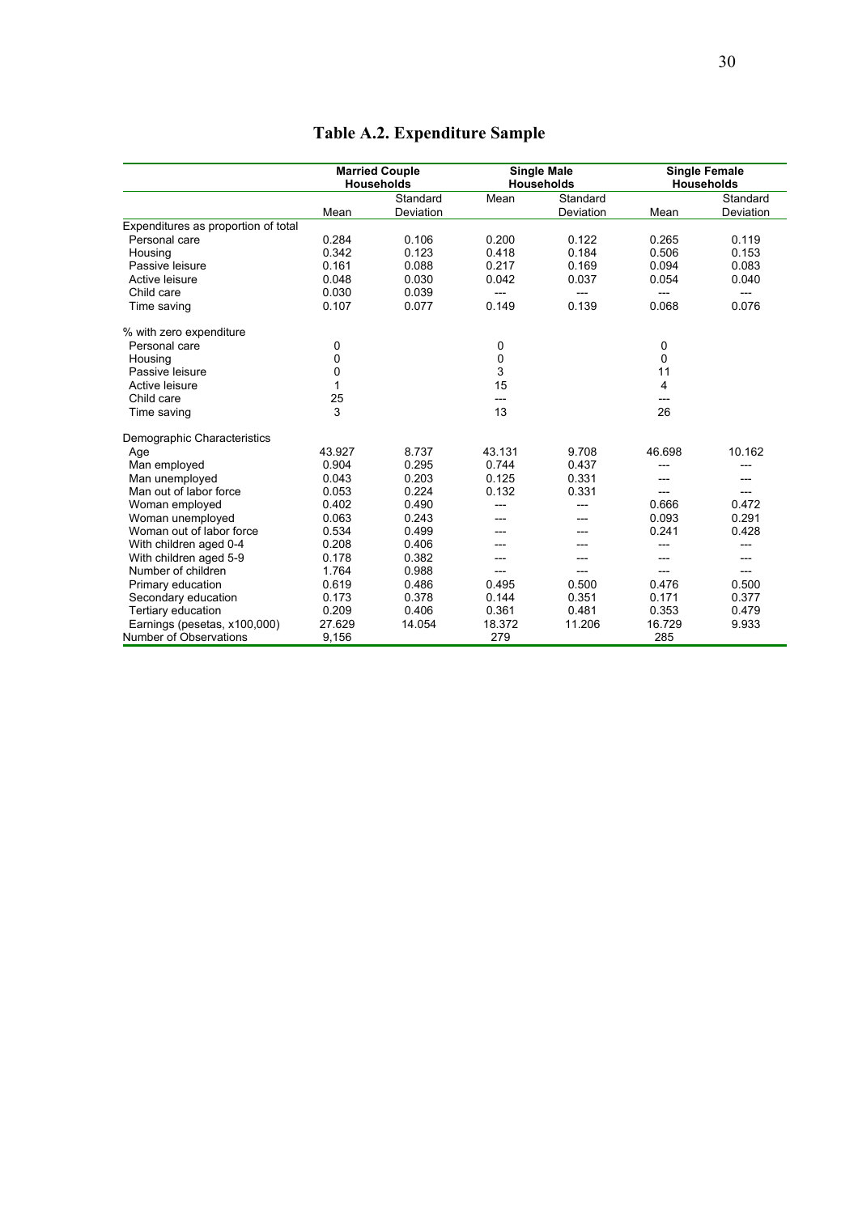# Table A.2. Expenditure Sample

| | Married Couple Households | | Single Male Households | | Single Female Households | |
|---|---|---|---|---|---|---|
| | Mean | Standard Deviation | Mean | Standard Deviation | Mean | Standard Deviation |
| Expenditures as proportion of total | | | | | | |
| Personal care | 0.284 | 0.106 | 0.200 | 0.122 | 0.265 | 0.119 |
| Housing | 0.342 | 0.123 | 0.418 | 0.184 | 0.506 | 0.153 |
| Passive leisure | 0.161 | 0.088 | 0.217 | 0.169 | 0.094 | 0.083 |
| Active leisure | 0.048 | 0.030 | 0.042 | 0.037 | 0.054 | 0.040 |
| Child care | 0.030 | 0.039 | --- | --- | --- | --- |
| Time saving | 0.107 | 0.077 | 0.149 | 0.139 | 0.068 | 0.076 |
| % with zero expenditure | | | | | | |
| Personal care | 0 | | 0 | | 0 | |
| Housing | 0 | | 0 | | 0 | |
| Passive leisure | 0 | | 3 | | 11 | |
| Active leisure | 1 | | 15 | | 4 | |
| Child care | 25 | | --- | | --- | |
| Time saving | 3 | | 13 | | 26 | |
| Demographic Characteristics | | | | | | |
| Age | 43.927 | 8.737 | 43.131 | 9.708 | 46.698 | 10.162 |
| Man employed | 0.904 | 0.295 | 0.744 | 0.437 | --- | --- |
| Man unemployed | 0.043 | 0.203 | 0.125 | 0.331 | --- | --- |
| Man out of labor force | 0.053 | 0.224 | 0.132 | 0.331 | --- | --- |
| Woman employed | 0.402 | 0.490 | --- | --- | 0.666 | 0.472 |
| Woman unemployed | 0.063 | 0.243 | --- | --- | 0.093 | 0.291 |
| Woman out of labor force | 0.534 | 0.499 | --- | --- | 0.241 | 0.428 |
| With children aged 0-4 | 0.208 | 0.406 | --- | --- | --- | --- |
| With children aged 5-9 | 0.178 | 0.382 | --- | --- | --- | --- |
| Number of children | 1.764 | 0.988 | --- | --- | --- | --- |
| Primary education | 0.619 | 0.486 | 0.495 | 0.500 | 0.476 | 0.500 |
| Secondary education | 0.173 | 0.378 | 0.144 | 0.351 | 0.171 | 0.377 |
| Tertiary education | 0.209 | 0.406 | 0.361 | 0.481 | 0.353 | 0.479 |
| Earnings (pesetas, x100,000) | 27.629 | 14.054 | 18.372 | 11.206 | 16.729 | 9.933 |
| Number of Observations | 9,156 | | 279 | | 285 | |